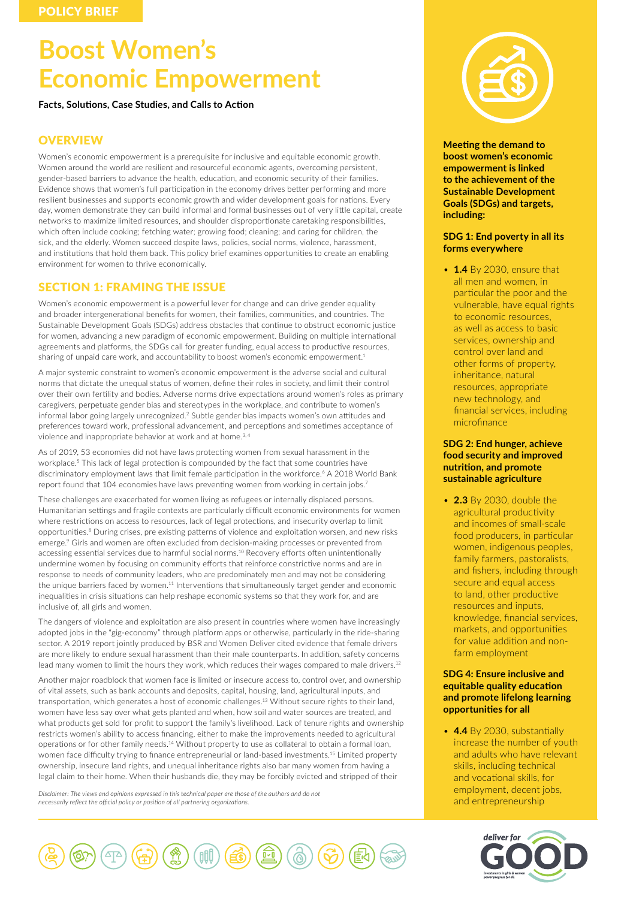POLICY BRIEF

# Boost Women's Economic Empowerment

**Facts, Solutions, Case Studies, and Calls to Action**

## OVERVIEW

Women's economic empowerment is a prerequisite for inclusive and equitable economic growth. Women around the world are resilient and resourceful economic agents, overcoming persistent, gender-based barriers to advance the health, education, and economic security of their families. Evidence shows that women's full participation in the economy drives better performing and more resilient businesses and supports economic growth and wider development goals for nations. Every day, women demonstrate they can build informal and formal businesses out of very little capital, create networks to maximize limited resources, and shoulder disproportionate caretaking responsibilities, which often include cooking; fetching water; growing food; cleaning; and caring for children, the sick, and the elderly. Women succeed despite laws, policies, social norms, violence, harassment, and institutions that hold them back. This policy brief examines opportunities to create an enabling environment for women to thrive economically.

## SECTION 1: FRAMING THE ISSUE

Women's economic empowerment is a powerful lever for change and can drive gender equality and broader intergenerational benefits for women, their families, communities, and countries. The Sustainable Development Goals (SDGs) address obstacles that continue to obstruct economic justice for women, advancing a new paradigm of economic empowerment. Building on multiple international agreements and platforms, the SDGs call for greater funding, equal access to productive resources, sharing of unpaid care work, and accountability to boost women's economic empowerment.[1]

A major systemic constraint to women's economic empowerment is the adverse social and cultural norms that dictate the unequal status of women, define their roles in society, and limit their control over their own fertility and bodies. Adverse norms drive expectations around women's roles as primary caregivers, perpetuate gender bias and stereotypes in the workplace, and contribute to women's informal labor going largely unrecognized.[2] Subtle gender bias impacts women's own attitudes and preferences toward work, professional advancement, and perceptions and sometimes acceptance of violence and inappropriate behavior at work and at home.[3, 4]

As of 2019, 53 economies did not have laws protecting women from sexual harassment in the workplace.[5] This lack of legal protection is compounded by the fact that some countries have discriminatory employment laws that limit female participation in the workforce.[6] A 2018 World Bank report found that 104 economies have laws preventing women from working in certain jobs.[7]

These challenges are exacerbated for women living as refugees or internally displaced persons. Humanitarian settings and fragile contexts are particularly difficult economic environments for women where restrictions on access to resources, lack of legal protections, and insecurity overlap to limit opportunities.[8] During crises, pre existing patterns of violence and exploitation worsen, and new risks emerge.[9] Girls and women are often excluded from decision-making processes or prevented from accessing essential services due to harmful social norms.[10] Recovery efforts often unintentionally undermine women by focusing on community efforts that reinforce constrictive norms and are in response to needs of community leaders, who are predominately men and may not be considering the unique barriers faced by women.[11] Interventions that simultaneously target gender and economic inequalities in crisis situations can help reshape economic systems so that they work for, and are inclusive of, all girls and women.

The dangers of violence and exploitation are also present in countries where women have increasingly adopted jobs in the "gig-economy" through platform apps or otherwise, particularly in the ride-sharing sector. A 2019 report jointly produced by BSR and Women Deliver cited evidence that female drivers are more likely to endure sexual harassment than their male counterparts. In addition, safety concerns lead many women to limit the hours they work, which reduces their wages compared to male drivers.[12]

Another major roadblock that women face is limited or insecure access to, control over, and ownership of vital assets, such as bank accounts and deposits, capital, housing, land, agricultural inputs, and transportation, which generates a host of economic challenges.[13] Without secure rights to their land, women have less say over what gets planted and when, how soil and water sources are treated, and what products get sold for profit to support the family's livelihood. Lack of tenure rights and ownership restricts women's ability to access financing, either to make the improvements needed to agricultural operations or for other family needs.[14] Without property to use as collateral to obtain a formal loan, women face difficulty trying to finance entrepreneurial or land-based investments.[15] Limited property ownership, insecure land rights, and unequal inheritance rights also bar many women from having a legal claim to their home. When their husbands die, they may be forcibly evicted and stripped of their

*Disclaimer: The views and opinions expressed in this technical paper are those of the authors and do not necessarily reflect the official policy or position of all partnering organizations.*

**Meeting the demand to boost women's economic empowerment is linked to the achievement of the Sustainable Development Goals (SDGs) and targets, including:**

**SDG 1: End poverty in all its forms everywhere**

- **1.4** By 2030, ensure that all men and women, in particular the poor and the vulnerable, have equal rights to economic resources, as well as access to basic services, ownership and control over land and other forms of property, inheritance, natural resources, appropriate new technology, and financial services, including microfinance

**SDG 2: End hunger, achieve food security and improved nutrition, and promote sustainable agriculture**

- **2.3** By 2030, double the agricultural productivity and incomes of small-scale food producers, in particular women, indigenous peoples, family farmers, pastoralists, and fishers, including through secure and equal access to land, other productive resources and inputs, knowledge, financial services, markets, and opportunities for value addition and non-farm employment

**SDG 4: Ensure inclusive and equitable quality education and promote lifelong learning opportunities for all**

- **4.4** By 2030, substantially increase the number of youth and adults who have relevant skills, including technical and vocational skills, for employment, decent jobs, and entrepreneurship

deliver for GOOD

investments in girls & women power progress for all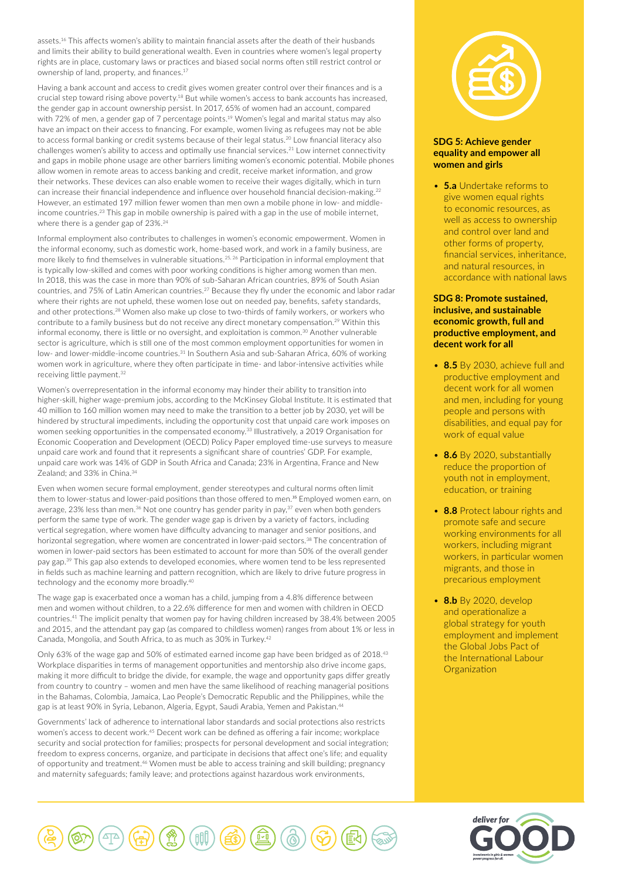assets.[16] This affects women's ability to maintain financial assets after the death of their husbands and limits their ability to build generational wealth. Even in countries where women's legal property rights are in place, customary laws or practices and biased social norms often still restrict control or ownership of land, property, and finances.[17]

Having a bank account and access to credit gives women greater control over their finances and is a crucial step toward rising above poverty.[18] But while women's access to bank accounts has increased, the gender gap in account ownership persist. In 2017, 65% of women had an account, compared with 72% of men, a gender gap of 7 percentage points.[19] Women's legal and marital status may also have an impact on their access to financing. For example, women living as refugees may not be able to access formal banking or credit systems because of their legal status.[20] Low financial literacy also challenges women's ability to access and optimally use financial services.[21] Low internet connectivity and gaps in mobile phone usage are other barriers limiting women's economic potential. Mobile phones allow women in remote areas to access banking and credit, receive market information, and grow their networks. These devices can also enable women to receive their wages digitally, which in turn can increase their financial independence and influence over household financial decision-making.[22] However, an estimated 197 million fewer women than men own a mobile phone in low- and middle-income countries.[23] This gap in mobile ownership is paired with a gap in the use of mobile internet, where there is a gender gap of 23%.[24]

Informal employment also contributes to challenges in women's economic empowerment. Women in the informal economy, such as domestic work, home-based work, and work in a family business, are more likely to find themselves in vulnerable situations.[25, 26] Participation in informal employment that is typically low-skilled and comes with poor working conditions is higher among women than men. In 2018, this was the case in more than 90% of sub-Saharan African countries, 89% of South Asian countries, and 75% of Latin American countries.[27] Because they fly under the economic and labor radar where their rights are not upheld, these women lose out on needed pay, benefits, safety standards, and other protections.[28] Women also make up close to two-thirds of family workers, or workers who contribute to a family business but do not receive any direct monetary compensation.[29] Within this informal economy, there is little or no oversight, and exploitation is common.[30] Another vulnerable sector is agriculture, which is still one of the most common employment opportunities for women in low- and lower-middle-income countries.[31] In Southern Asia and sub-Saharan Africa, 60% of working women work in agriculture, where they often participate in time- and labor-intensive activities while receiving little payment.[32]

Women's overrepresentation in the informal economy may hinder their ability to transition into higher-skill, higher wage-premium jobs, according to the McKinsey Global Institute. It is estimated that 40 million to 160 million women may need to make the transition to a better job by 2030, yet will be hindered by structural impediments, including the opportunity cost that unpaid care work imposes on women seeking opportunities in the compensated economy.[33] Illustratively, a 2019 Organisation for Economic Cooperation and Development (OECD) Policy Paper employed time-use surveys to measure unpaid care work and found that it represents a significant share of countries' GDP. For example, unpaid care work was 14% of GDP in South Africa and Canada; 23% in Argentina, France and New Zealand; and 33% in China.[34]

Even when women secure formal employment, gender stereotypes and cultural norms often limit them to lower-status and lower-paid positions than those offered to men.[35] Employed women earn, on average, 23% less than men.[36] Not one country has gender parity in pay,[37] even when both genders perform the same type of work. The gender wage gap is driven by a variety of factors, including vertical segregation, where women have difficulty advancing to manager and senior positions, and horizontal segregation, where women are concentrated in lower-paid sectors.[38] The concentration of women in lower-paid sectors has been estimated to account for more than 50% of the overall gender pay gap.[39] This gap also extends to developed economies, where women tend to be less represented in fields such as machine learning and pattern recognition, which are likely to drive future progress in technology and the economy more broadly.[40]

The wage gap is exacerbated once a woman has a child, jumping from a 4.8% difference between men and women without children, to a 22.6% difference for men and women with children in OECD countries.[41] The implicit penalty that women pay for having children increased by 38.4% between 2005 and 2015, and the attendant pay gap (as compared to childless women) ranges from about 1% or less in Canada, Mongolia, and South Africa, to as much as 30% in Turkey.[42]

Only 63% of the wage gap and 50% of estimated earned income gap have been bridged as of 2018.[43] Workplace disparities in terms of management opportunities and mentorship also drive income gaps, making it more difficult to bridge the divide, for example, the wage and opportunity gaps differ greatly from country to country – women and men have the same likelihood of reaching managerial positions in the Bahamas, Colombia, Jamaica, Lao People's Democratic Republic and the Philippines, while the gap is at least 90% in Syria, Lebanon, Algeria, Egypt, Saudi Arabia, Yemen and Pakistan.[44]

Governments' lack of adherence to international labor standards and social protections also restricts women's access to decent work.[45] Decent work can be defined as offering a fair income; workplace security and social protection for families; prospects for personal development and social integration; freedom to express concerns, organize, and participate in decisions that affect one's life; and equality of opportunity and treatment.[46] Women must be able to access training and skill building; pregnancy and maternity safeguards; family leave; and protections against hazardous work environments,

**SDG 5: Achieve gender equality and empower all women and girls**

- **5.a** Undertake reforms to give women equal rights to economic resources, as well as access to ownership and control over land and other forms of property, financial services, inheritance, and natural resources, in accordance with national laws

**SDG 8: Promote sustained, inclusive, and sustainable economic growth, full and productive employment, and decent work for all**

- **8.5** By 2030, achieve full and productive employment and decent work for all women and men, including for young people and persons with disabilities, and equal pay for work of equal value
- **8.6** By 2020, substantially reduce the proportion of youth not in employment, education, or training
- **8.8** Protect labour rights and promote safe and secure working environments for all workers, including migrant workers, in particular women migrants, and those in precarious employment
- **8.b** By 2020, develop and operationalize a global strategy for youth employment and implement the Global Jobs Pact of the International Labour Organization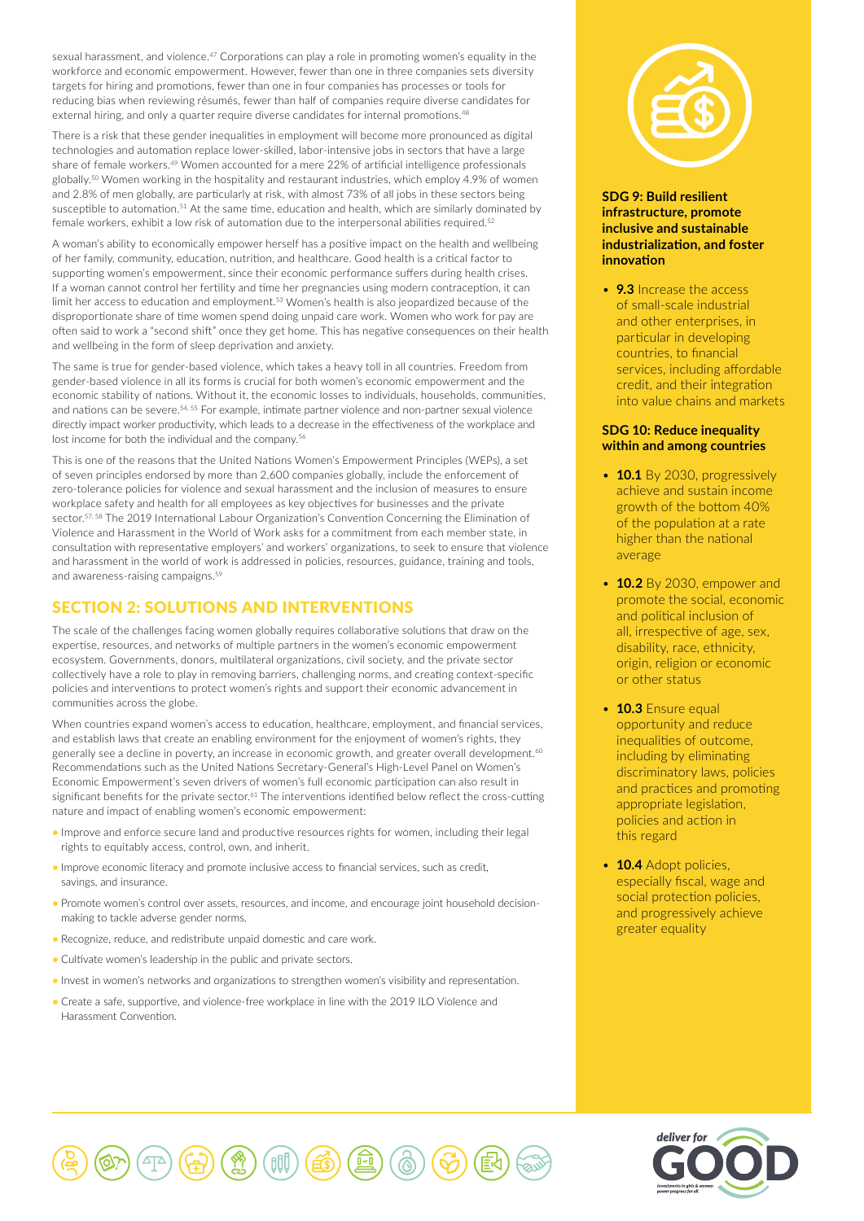sexual harassment, and violence.[47] Corporations can play a role in promoting women's equality in the workforce and economic empowerment. However, fewer than one in three companies sets diversity targets for hiring and promotions, fewer than one in four companies has processes or tools for reducing bias when reviewing résumés, fewer than half of companies require diverse candidates for external hiring, and only a quarter require diverse candidates for internal promotions.[48]

There is a risk that these gender inequalities in employment will become more pronounced as digital technologies and automation replace lower-skilled, labor-intensive jobs in sectors that have a large share of female workers.[49] Women accounted for a mere 22% of artificial intelligence professionals globally.[50] Women working in the hospitality and restaurant industries, which employ 4.9% of women and 2.8% of men globally, are particularly at risk, with almost 73% of all jobs in these sectors being susceptible to automation.[51] At the same time, education and health, which are similarly dominated by female workers, exhibit a low risk of automation due to the interpersonal abilities required.[52]

A woman's ability to economically empower herself has a positive impact on the health and wellbeing of her family, community, education, nutrition, and healthcare. Good health is a critical factor to supporting women's empowerment, since their economic performance suffers during health crises. If a woman cannot control her fertility and time her pregnancies using modern contraception, it can limit her access to education and employment.[53] Women's health is also jeopardized because of the disproportionate share of time women spend doing unpaid care work. Women who work for pay are often said to work a "second shift" once they get home. This has negative consequences on their health and wellbeing in the form of sleep deprivation and anxiety.

The same is true for gender-based violence, which takes a heavy toll in all countries. Freedom from gender-based violence in all its forms is crucial for both women's economic empowerment and the economic stability of nations. Without it, the economic losses to individuals, households, communities, and nations can be severe.[54, 55] For example, intimate partner violence and non-partner sexual violence directly impact worker productivity, which leads to a decrease in the effectiveness of the workplace and lost income for both the individual and the company.[56]

This is one of the reasons that the United Nations Women's Empowerment Principles (WEPs), a set of seven principles endorsed by more than 2,600 companies globally, include the enforcement of zero-tolerance policies for violence and sexual harassment and the inclusion of measures to ensure workplace safety and health for all employees as key objectives for businesses and the private sector.[57, 58] The 2019 International Labour Organization's Convention Concerning the Elimination of Violence and Harassment in the World of Work asks for a commitment from each member state, in consultation with representative employers' and workers' organizations, to seek to ensure that violence and harassment in the world of work is addressed in policies, resources, guidance, training and tools, and awareness-raising campaigns.[59]

## SECTION 2: SOLUTIONS AND INTERVENTIONS

The scale of the challenges facing women globally requires collaborative solutions that draw on the expertise, resources, and networks of multiple partners in the women's economic empowerment ecosystem. Governments, donors, multilateral organizations, civil society, and the private sector collectively have a role to play in removing barriers, challenging norms, and creating context-specific policies and interventions to protect women's rights and support their economic advancement in communities across the globe.

When countries expand women's access to education, healthcare, employment, and financial services, and establish laws that create an enabling environment for the enjoyment of women's rights, they generally see a decline in poverty, an increase in economic growth, and greater overall development.[60] Recommendations such as the United Nations Secretary-General's High-Level Panel on Women's Economic Empowerment's seven drivers of women's full economic participation can also result in significant benefits for the private sector.[61] The interventions identified below reflect the cross-cutting nature and impact of enabling women's economic empowerment:

- Improve and enforce secure land and productive resources rights for women, including their legal rights to equitably access, control, own, and inherit.
- Improve economic literacy and promote inclusive access to financial services, such as credit, savings, and insurance.
- Promote women's control over assets, resources, and income, and encourage joint household decision-making to tackle adverse gender norms.
- Recognize, reduce, and redistribute unpaid domestic and care work.
- Cultivate women's leadership in the public and private sectors.
- Invest in women's networks and organizations to strengthen women's visibility and representation.
- Create a safe, supportive, and violence-free workplace in line with the 2019 ILO Violence and Harassment Convention.

**SDG 9: Build resilient infrastructure, promote inclusive and sustainable industrialization, and foster innovation**

- **9.3** Increase the access of small-scale industrial and other enterprises, in particular in developing countries, to financial services, including affordable credit, and their integration into value chains and markets

**SDG 10: Reduce inequality within and among countries**

- **10.1** By 2030, progressively achieve and sustain income growth of the bottom 40% of the population at a rate higher than the national average
- **10.2** By 2030, empower and promote the social, economic and political inclusion of all, irrespective of age, sex, disability, race, ethnicity, origin, religion or economic or other status
- **10.3** Ensure equal opportunity and reduce inequalities of outcome, including by eliminating discriminatory laws, policies and practices and promoting appropriate legislation, policies and action in this regard
- **10.4** Adopt policies, especially fiscal, wage and social protection policies, and progressively achieve greater equality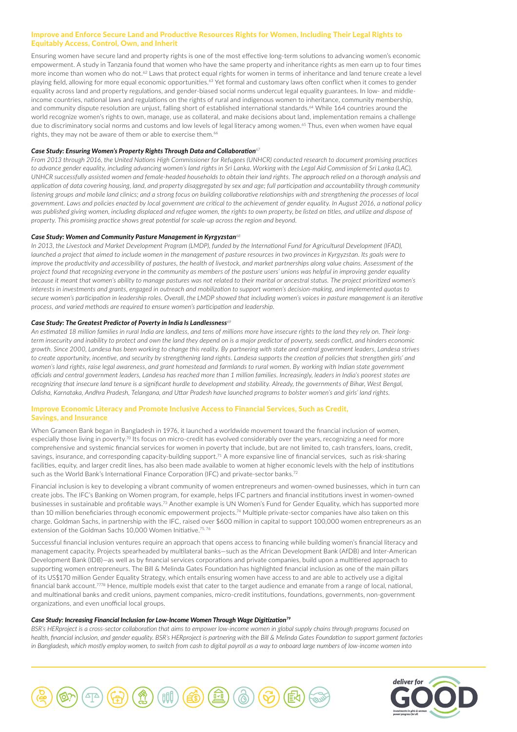## Improve and Enforce Secure Land and Productive Resources Rights for Women, Including Their Legal Rights to Equitably Access, Control, Own, and Inherit

Ensuring women have secure land and property rights is one of the most effective long-term solutions to advancing women's economic empowerment. A study in Tanzania found that women who have the same property and inheritance rights as men earn up to four times more income than women who do not.[62] Laws that protect equal rights for women in terms of inheritance and land tenure create a level playing field, allowing for more equal economic opportunities.[63] Yet formal and customary laws often conflict when it comes to gender equality across land and property regulations, and gender-biased social norms undercut legal equality guarantees. In low- and middle-income countries, national laws and regulations on the rights of rural and indigenous women to inheritance, community membership, and community dispute resolution are unjust, falling short of established international standards.[64] While 164 countries around the world recognize women's rights to own, manage, use as collateral, and make decisions about land, implementation remains a challenge due to discriminatory social norms and customs and low levels of legal literacy among women.[65] Thus, even when women have equal rights, they may not be aware of them or able to exercise them.[66]

### *Case Study: Ensuring Women's Property Rights Through Data and Collaboration*[67]

*From 2013 through 2016, the United Nations High Commissioner for Refugees (UNHCR) conducted research to document promising practices to advance gender equality, including advancing women's land rights in Sri Lanka. Working with the Legal Aid Commission of Sri Lanka (LAC), UNHCR successfully assisted women and female-headed households to obtain their land rights. The approach relied on a thorough analysis and application of data covering housing, land, and property disaggregated by sex and age; full participation and accountability through community listening groups and mobile land clinics; and a strong focus on building collaborative relationships with and strengthening the processes of local government. Laws and policies enacted by local government are critical to the achievement of gender equality. In August 2016, a national policy was published giving women, including displaced and refugee women, the rights to own property, be listed on titles, and utilize and dispose of property. This promising practice shows great potential for scale-up across the region and beyond.*

### *Case Study: Women and Community Pasture Management in Kyrgyzstan*[68]

*In 2013, the Livestock and Market Development Program (LMDP), funded by the International Fund for Agricultural Development (IFAD), launched a project that aimed to include women in the management of pasture resources in two provinces in Kyrgyzstan. Its goals were to improve the productivity and accessibility of pastures, the health of livestock, and market partnerships along value chains. Assessment of the project found that recognizing everyone in the community as members of the pasture users' unions was helpful in improving gender equality because it meant that women's ability to manage pastures was not related to their marital or ancestral status. The project prioritized women's interests in investments and grants, engaged in outreach and mobilization to support women's decision-making, and implemented quotas to secure women's participation in leadership roles. Overall, the LMDP showed that including women's voices in pasture management is an iterative process, and varied methods are required to ensure women's participation and leadership.*

### *Case Study: The Greatest Predictor of Poverty in India Is Landlessness*[69]

*An estimated 18 million families in rural India are landless, and tens of millions more have insecure rights to the land they rely on. Their long-term insecurity and inability to protect and own the land they depend on is a major predictor of poverty, seeds conflict, and hinders economic growth. Since 2000, Landesa has been working to change this reality. By partnering with state and central government leaders, Landesa strives to create opportunity, incentive, and security by strengthening land rights. Landesa supports the creation of policies that strengthen girls' and women's land rights, raise legal awareness, and grant homestead and farmlands to rural women. By working with Indian state government officials and central government leaders, Landesa has reached more than 1 million families. Increasingly, leaders in India's poorest states are recognizing that insecure land tenure is a significant hurdle to development and stability. Already, the governments of Bihar, West Bengal, Odisha, Karnataka, Andhra Pradesh, Telangana, and Uttar Pradesh have launched programs to bolster women's and girls' land rights.*

## Improve Economic Literacy and Promote Inclusive Access to Financial Services, Such as Credit, Savings, and Insurance

When Grameen Bank began in Bangladesh in 1976, it launched a worldwide movement toward the financial inclusion of women, especially those living in poverty.[70] Its focus on micro-credit has evolved considerably over the years, recognizing a need for more comprehensive and systemic financial services for women in poverty that include, but are not limited to, cash transfers, loans, credit, savings, insurance, and corresponding capacity-building support.[71] A more expansive line of financial services, such as risk-sharing facilities, equity, and larger credit lines, has also been made available to women at higher economic levels with the help of institutions such as the World Bank's International Finance Corporation (IFC) and private-sector banks.[72]

Financial inclusion is key to developing a vibrant community of women entrepreneurs and women-owned businesses, which in turn can create jobs. The IFC's Banking on Women program, for example, helps IFC partners and financial institutions invest in women-owned businesses in sustainable and profitable ways.[73] Another example is UN Women's Fund for Gender Equality, which has supported more than 10 million beneficiaries through economic empowerment projects.[74] Multiple private-sector companies have also taken on this charge. Goldman Sachs, in partnership with the IFC, raised over $600 million in capital to support 100,000 women entrepreneurs as an extension of the Goldman Sachs 10,000 Women Initiative.[75, 76]

Successful financial inclusion ventures require an approach that opens access to financing while building women's financial literacy and management capacity. Projects spearheaded by multilateral banks—such as the African Development Bank (AfDB) and Inter-American Development Bank (IDB)—as well as by financial services corporations and private companies, build upon a multitiered approach to supporting women entrepreneurs. The Bill & Melinda Gates Foundation has highlighted financial inclusion as one of the main pillars of its US$170 million Gender Equality Strategy, which entails ensuring women have access to and are able to actively use a digital financial bank account.[77,78] Hence, multiple models exist that cater to the target audience and emanate from a range of local, national, and multinational banks and credit unions, payment companies, micro-credit institutions, foundations, governments, non-government organizations, and even unofficial local groups.

### *Case Study: Increasing Financial Inclusion for Low-Income Women Through Wage Digitization*[79]

*BSR's HERproject is a cross-sector collaboration that aims to empower low-income women in global supply chains through programs focused on health, financial inclusion, and gender equality. BSR's HERproject is partnering with the Bill & Melinda Gates Foundation to support garment factories in Bangladesh, which mostly employ women, to switch from cash to digital payroll as a way to onboard large numbers of low-income women into*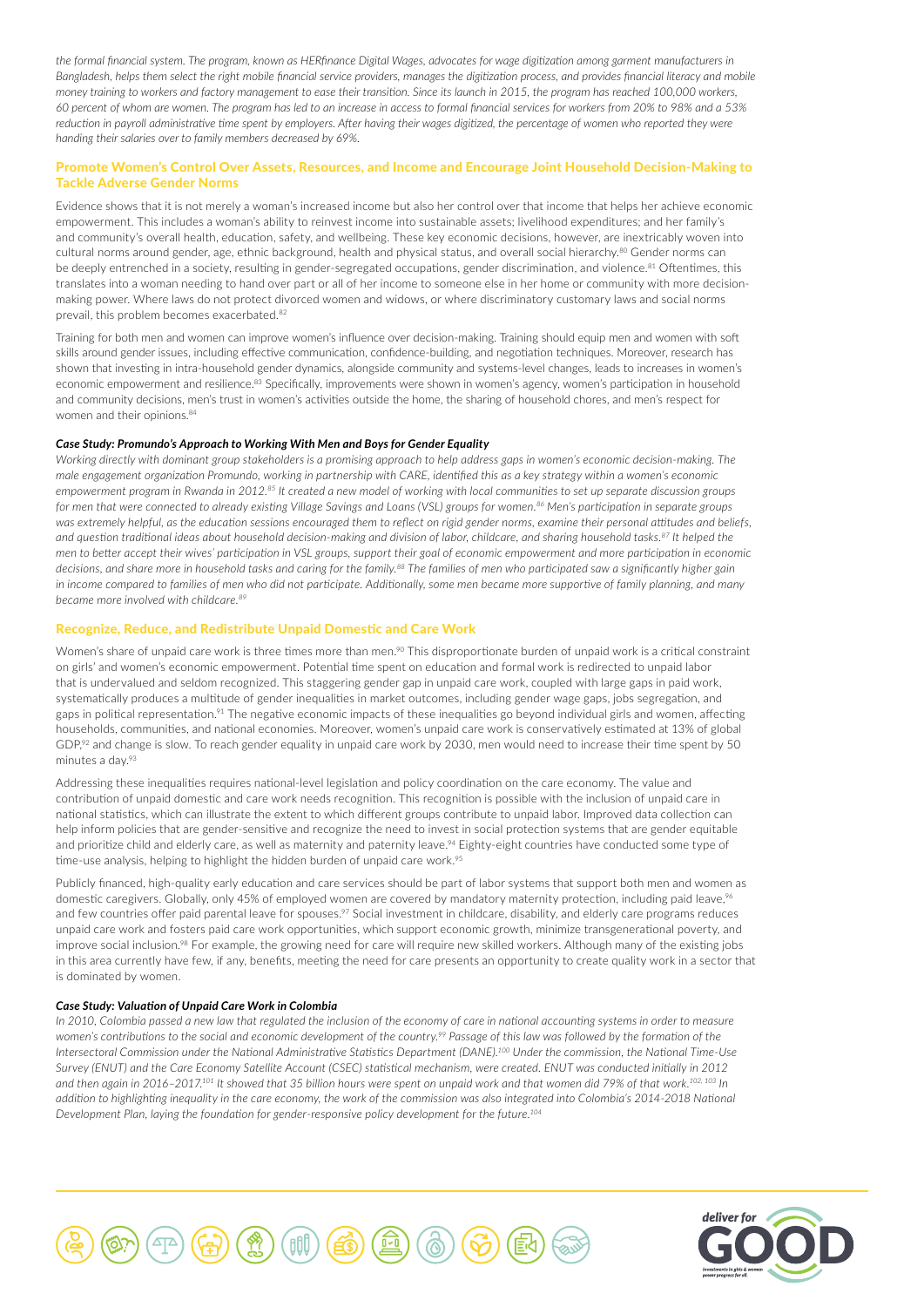*the formal financial system. The program, known as HERfinance Digital Wages, advocates for wage digitization among garment manufacturers in Bangladesh, helps them select the right mobile financial service providers, manages the digitization process, and provides financial literacy and mobile money training to workers and factory management to ease their transition. Since its launch in 2015, the program has reached 100,000 workers, 60 percent of whom are women. The program has led to an increase in access to formal financial services for workers from 20% to 98% and a 53% reduction in payroll administrative time spent by employers. After having their wages digitized, the percentage of women who reported they were handing their salaries over to family members decreased by 69%.*

## Promote Women's Control Over Assets, Resources, and Income and Encourage Joint Household Decision-Making to Tackle Adverse Gender Norms

Evidence shows that it is not merely a woman's increased income but also her control over that income that helps her achieve economic empowerment. This includes a woman's ability to reinvest income into sustainable assets; livelihood expenditures; and her family's and community's overall health, education, safety, and wellbeing. These key economic decisions, however, are inextricably woven into cultural norms around gender, age, ethnic background, health and physical status, and overall social hierarchy.[80] Gender norms can be deeply entrenched in a society, resulting in gender-segregated occupations, gender discrimination, and violence.[81] Oftentimes, this translates into a woman needing to hand over part or all of her income to someone else in her home or community with more decision-making power. Where laws do not protect divorced women and widows, or where discriminatory customary laws and social norms prevail, this problem becomes exacerbated.[82]

Training for both men and women can improve women's influence over decision-making. Training should equip men and women with soft skills around gender issues, including effective communication, confidence-building, and negotiation techniques. Moreover, research has shown that investing in intra-household gender dynamics, alongside community and systems-level changes, leads to increases in women's economic empowerment and resilience.[83] Specifically, improvements were shown in women's agency, women's participation in household and community decisions, men's trust in women's activities outside the home, the sharing of household chores, and men's respect for women and their opinions.[84]

#### *Case Study: Promundo's Approach to Working With Men and Boys for Gender Equality*

*Working directly with dominant group stakeholders is a promising approach to help address gaps in women's economic decision-making. The male engagement organization Promundo, working in partnership with CARE, identified this as a key strategy within a women's economic empowerment program in Rwanda in 2012.[85] It created a new model of working with local communities to set up separate discussion groups for men that were connected to already existing Village Savings and Loans (VSL) groups for women.[86] Men's participation in separate groups was extremely helpful, as the education sessions encouraged them to reflect on rigid gender norms, examine their personal attitudes and beliefs, and question traditional ideas about household decision-making and division of labor, childcare, and sharing household tasks.[87] It helped the men to better accept their wives' participation in VSL groups, support their goal of economic empowerment and more participation in economic decisions, and share more in household tasks and caring for the family.[88] The families of men who participated saw a significantly higher gain in income compared to families of men who did not participate. Additionally, some men became more supportive of family planning, and many became more involved with childcare.[89]*

## Recognize, Reduce, and Redistribute Unpaid Domestic and Care Work

Women's share of unpaid care work is three times more than men.[90] This disproportionate burden of unpaid work is a critical constraint on girls' and women's economic empowerment. Potential time spent on education and formal work is redirected to unpaid labor that is undervalued and seldom recognized. This staggering gender gap in unpaid care work, coupled with large gaps in paid work, systematically produces a multitude of gender inequalities in market outcomes, including gender wage gaps, jobs segregation, and gaps in political representation.[91] The negative economic impacts of these inequalities go beyond individual girls and women, affecting households, communities, and national economies. Moreover, women's unpaid care work is conservatively estimated at 13% of global GDP,[92] and change is slow. To reach gender equality in unpaid care work by 2030, men would need to increase their time spent by 50 minutes a day.[93]

Addressing these inequalities requires national-level legislation and policy coordination on the care economy. The value and contribution of unpaid domestic and care work needs recognition. This recognition is possible with the inclusion of unpaid care in national statistics, which can illustrate the extent to which different groups contribute to unpaid labor. Improved data collection can help inform policies that are gender-sensitive and recognize the need to invest in social protection systems that are gender equitable and prioritize child and elderly care, as well as maternity and paternity leave.[94] Eighty-eight countries have conducted some type of time-use analysis, helping to highlight the hidden burden of unpaid care work.[95]

Publicly financed, high-quality early education and care services should be part of labor systems that support both men and women as domestic caregivers. Globally, only 45% of employed women are covered by mandatory maternity protection, including paid leave,[96] and few countries offer paid parental leave for spouses.[97] Social investment in childcare, disability, and elderly care programs reduces unpaid care work and fosters paid care work opportunities, which support economic growth, minimize transgenerational poverty, and improve social inclusion.[98] For example, the growing need for care will require new skilled workers. Although many of the existing jobs in this area currently have few, if any, benefits, meeting the need for care presents an opportunity to create quality work in a sector that is dominated by women.

#### *Case Study: Valuation of Unpaid Care Work in Colombia*

*In 2010, Colombia passed a new law that regulated the inclusion of the economy of care in national accounting systems in order to measure women's contributions to the social and economic development of the country.[99] Passage of this law was followed by the formation of the Intersectoral Commission under the National Administrative Statistics Department (DANE).[100] Under the commission, the National Time-Use Survey (ENUT) and the Care Economy Satellite Account (CSEC) statistical mechanism, were created. ENUT was conducted initially in 2012 and then again in 2016–2017.[101] It showed that 35 billion hours were spent on unpaid work and that women did 79% of that work.[102, 103] In addition to highlighting inequality in the care economy, the work of the commission was also integrated into Colombia's 2014-2018 National Development Plan, laying the foundation for gender-responsive policy development for the future.[104]*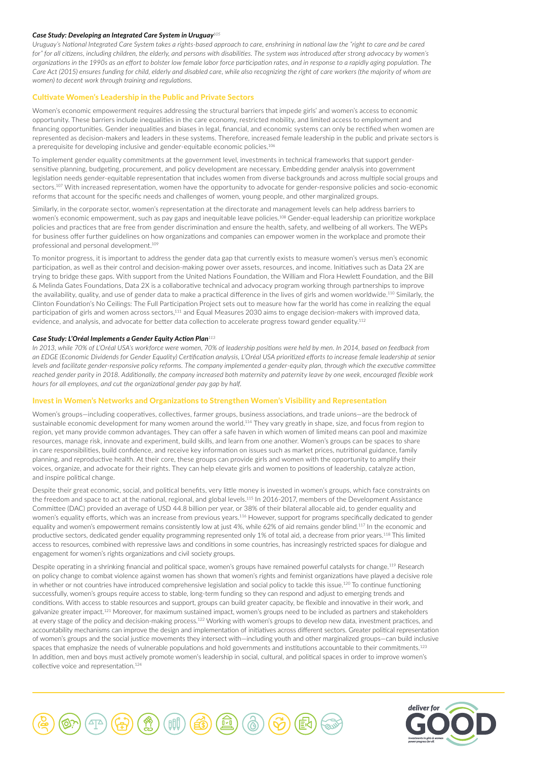***Case Study: Developing an Integrated Care System in Uruguay***[105]

*Uruguay's National Integrated Care System takes a rights-based approach to care, enshrining in national law the "right to care and be cared for" for all citizens, including children, the elderly, and persons with disabilities. The system was introduced after strong advocacy by women's organizations in the 1990s as an effort to bolster low female labor force participation rates, and in response to a rapidly aging population. The Care Act (2015) ensures funding for child, elderly and disabled care, while also recognizing the right of care workers (the majority of whom are women) to decent work through training and regulations.*

## Cultivate Women's Leadership in the Public and Private Sectors

Women's economic empowerment requires addressing the structural barriers that impede girls' and women's access to economic opportunity. These barriers include inequalities in the care economy, restricted mobility, and limited access to employment and financing opportunities. Gender inequalities and biases in legal, financial, and economic systems can only be rectified when women are represented as decision-makers and leaders in these systems. Therefore, increased female leadership in the public and private sectors is a prerequisite for developing inclusive and gender-equitable economic policies.[106]

To implement gender equality commitments at the government level, investments in technical frameworks that support gender-sensitive planning, budgeting, procurement, and policy development are necessary. Embedding gender analysis into government legislation needs gender-equitable representation that includes women from diverse backgrounds and across multiple social groups and sectors.[107] With increased representation, women have the opportunity to advocate for gender-responsive policies and socio-economic reforms that account for the specific needs and challenges of women, young people, and other marginalized groups.

Similarly, in the corporate sector, women's representation at the directorate and management levels can help address barriers to women's economic empowerment, such as pay gaps and inequitable leave policies.[108] Gender-equal leadership can prioritize workplace policies and practices that are free from gender discrimination and ensure the health, safety, and wellbeing of all workers. The WEPs for business offer further guidelines on how organizations and companies can empower women in the workplace and promote their professional and personal development.[109]

To monitor progress, it is important to address the gender data gap that currently exists to measure women's versus men's economic participation, as well as their control and decision-making power over assets, resources, and income. Initiatives such as Data 2X are trying to bridge these gaps. With support from the United Nations Foundation, the William and Flora Hewlett Foundation, and the Bill & Melinda Gates Foundations, Data 2X is a collaborative technical and advocacy program working through partnerships to improve the availability, quality, and use of gender data to make a practical difference in the lives of girls and women worldwide.[110] Similarly, the Clinton Foundation's No Ceilings: The Full Participation Project sets out to measure how far the world has come in realizing the equal participation of girls and women across sectors,[111] and Equal Measures 2030 aims to engage decision-makers with improved data, evidence, and analysis, and advocate for better data collection to accelerate progress toward gender equality.[112]

***Case Study: L'Oréal Implements a Gender Equity Action Plan***[113]

*In 2013, while 70% of L'Oréal USA's workforce were women, 70% of leadership positions were held by men. In 2014, based on feedback from an EDGE (Economic Dividends for Gender Equality) Certification analysis, L'Oréal USA prioritized efforts to increase female leadership at senior levels and facilitate gender-responsive policy reforms. The company implemented a gender-equity plan, through which the executive committee reached gender parity in 2018. Additionally, the company increased both maternity and paternity leave by one week, encouraged flexible work hours for all employees, and cut the organizational gender pay gap by half.*

## Invest in Women's Networks and Organizations to Strengthen Women's Visibility and Representation

Women's groups—including cooperatives, collectives, farmer groups, business associations, and trade unions—are the bedrock of sustainable economic development for many women around the world.[114] They vary greatly in shape, size, and focus from region to region, yet many provide common advantages. They can offer a safe haven in which women of limited means can pool and maximize resources, manage risk, innovate and experiment, build skills, and learn from one another. Women's groups can be spaces to share in care responsibilities, build confidence, and receive key information on issues such as market prices, nutritional guidance, family planning, and reproductive health. At their core, these groups can provide girls and women with the opportunity to amplify their voices, organize, and advocate for their rights. They can help elevate girls and women to positions of leadership, catalyze action, and inspire political change.

Despite their great economic, social, and political benefits, very little money is invested in women's groups, which face constraints on the freedom and space to act at the national, regional, and global levels.[115] In 2016-2017, members of the Development Assistance Committee (DAC) provided an average of USD 44.8 billion per year, or 38% of their bilateral allocable aid, to gender equality and women's equality efforts, which was an increase from previous years.[116] However, support for programs specifically dedicated to gender equality and women's empowerment remains consistently low at just 4%, while 62% of aid remains gender blind.[117] In the economic and productive sectors, dedicated gender equality programming represented only 1% of total aid, a decrease from prior years.[118] This limited access to resources, combined with repressive laws and conditions in some countries, has increasingly restricted spaces for dialogue and engagement for women's rights organizations and civil society groups.

Despite operating in a shrinking financial and political space, women's groups have remained powerful catalysts for change.[119] Research on policy change to combat violence against women has shown that women's rights and feminist organizations have played a decisive role in whether or not countries have introduced comprehensive legislation and social policy to tackle this issue.[120] To continue functioning successfully, women's groups require access to stable, long-term funding so they can respond and adjust to emerging trends and conditions. With access to stable resources and support, groups can build greater capacity, be flexible and innovative in their work, and galvanize greater impact.[121] Moreover, for maximum sustained impact, women's groups need to be included as partners and stakeholders at every stage of the policy and decision-making process.[122] Working with women's groups to develop new data, investment practices, and accountability mechanisms can improve the design and implementation of initiatives across different sectors. Greater political representation of women's groups and the social justice movements they intersect with—including youth and other marginalized groups—can build inclusive spaces that emphasize the needs of vulnerable populations and hold governments and institutions accountable to their commitments.[123] In addition, men and boys must actively promote women's leadership in social, cultural, and political spaces in order to improve women's collective voice and representation.[124]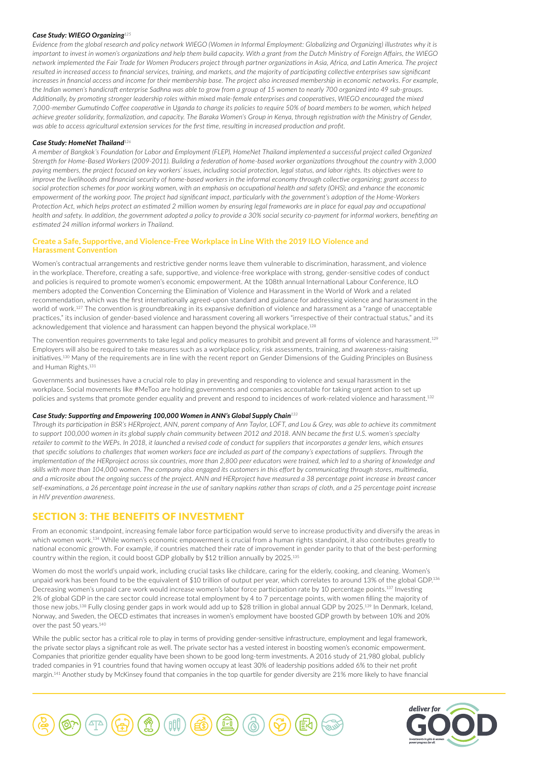### *Case Study: WIEGO Organizing*[125]

*Evidence from the global research and policy network WIEGO (Women in Informal Employment: Globalizing and Organizing) illustrates why it is important to invest in women's organizations and help them build capacity. With a grant from the Dutch Ministry of Foreign Affairs, the WIEGO network implemented the Fair Trade for Women Producers project through partner organizations in Asia, Africa, and Latin America. The project resulted in increased access to financial services, training, and markets, and the majority of participating collective enterprises saw significant increases in financial access and income for their membership base. The project also increased membership in economic networks. For example, the Indian women's handicraft enterprise Sadhna was able to grow from a group of 15 women to nearly 700 organized into 49 sub-groups. Additionally, by promoting stronger leadership roles within mixed male-female enterprises and cooperatives, WIEGO encouraged the mixed 7,000-member Gumutindo Coffee cooperative in Uganda to change its policies to require 50% of board members to be women, which helped achieve greater solidarity, formalization, and capacity. The Baraka Women's Group in Kenya, through registration with the Ministry of Gender, was able to access agricultural extension services for the first time, resulting in increased production and profit.*

### *Case Study: HomeNet Thailand*[126]

*A member of Bangkok's Foundation for Labor and Employment (FLEP), HomeNet Thailand implemented a successful project called Organized Strength for Home-Based Workers (2009-2011). Building a federation of home-based worker organizations throughout the country with 3,000 paying members, the project focused on key workers' issues, including social protection, legal status, and labor rights. Its objectives were to improve the livelihoods and financial security of home-based workers in the informal economy through collective organizing; grant access to social protection schemes for poor working women, with an emphasis on occupational health and safety (OHS); and enhance the economic empowerment of the working poor. The project had significant impact, particularly with the government's adoption of the Home-Workers Protection Act, which helps protect an estimated 2 million women by ensuring legal frameworks are in place for equal pay and occupational health and safety. In addition, the government adopted a policy to provide a 30% social security co-payment for informal workers, benefiting an estimated 24 million informal workers in Thailand.*

## Create a Safe, Supportive, and Violence-Free Workplace in Line With the 2019 ILO Violence and Harassment Convention

Women's contractual arrangements and restrictive gender norms leave them vulnerable to discrimination, harassment, and violence in the workplace. Therefore, creating a safe, supportive, and violence-free workplace with strong, gender-sensitive codes of conduct and policies is required to promote women's economic empowerment. At the 108th annual International Labour Conference, ILO members adopted the Convention Concerning the Elimination of Violence and Harassment in the World of Work and a related recommendation, which was the first internationally agreed-upon standard and guidance for addressing violence and harassment in the world of work.[127] The convention is groundbreaking in its expansive definition of violence and harassment as a "range of unacceptable practices," its inclusion of gender-based violence and harassment covering all workers "irrespective of their contractual status," and its acknowledgement that violence and harassment can happen beyond the physical workplace.[128]

The convention requires governments to take legal and policy measures to prohibit and prevent all forms of violence and harassment.[129] Employers will also be required to take measures such as a workplace policy, risk assessments, training, and awareness-raising initiatives.[130] Many of the requirements are in line with the recent report on Gender Dimensions of the Guiding Principles on Business and Human Rights.[131]

Governments and businesses have a crucial role to play in preventing and responding to violence and sexual harassment in the workplace. Social movements like #MeToo are holding governments and companies accountable for taking urgent action to set up policies and systems that promote gender equality and prevent and respond to incidences of work-related violence and harassment.[132]

### *Case Study: Supporting and Empowering 100,000 Women in ANN's Global Supply Chain*[133]

*Through its participation in BSR's HERproject, ANN, parent company of Ann Taylor, LOFT, and Lou & Grey, was able to achieve its commitment to support 100,000 women in its global supply chain community between 2012 and 2018. ANN became the first U.S. women's specialty retailer to commit to the WEPs. In 2018, it launched a revised code of conduct for suppliers that incorporates a gender lens, which ensures that specific solutions to challenges that women workers face are included as part of the company's expectations of suppliers. Through the implementation of the HERproject across six countries, more than 2,800 peer educators were trained, which led to a sharing of knowledge and skills with more than 104,000 women. The company also engaged its customers in this effort by communicating through stores, multimedia, and a microsite about the ongoing success of the project. ANN and HERproject have measured a 38 percentage point increase in breast cancer self-examinations, a 26 percentage point increase in the use of sanitary napkins rather than scraps of cloth, and a 25 percentage point increase in HIV prevention awareness.*

# SECTION 3: THE BENEFITS OF INVESTMENT

From an economic standpoint, increasing female labor force participation would serve to increase productivity and diversify the areas in which women work.[134] While women's economic empowerment is crucial from a human rights standpoint, it also contributes greatly to national economic growth. For example, if countries matched their rate of improvement in gender parity to that of the best-performing country within the region, it could boost GDP globally by $12 trillion annually by 2025.[135]

Women do most the world's unpaid work, including crucial tasks like childcare, caring for the elderly, cooking, and cleaning. Women's unpaid work has been found to be the equivalent of $10 trillion of output per year, which correlates to around 13% of the global GDP.[136] Decreasing women's unpaid care work would increase women's labor force participation rate by 10 percentage points.[137] Investing 2% of global GDP in the care sector could increase total employment by 4 to 7 percentage points, with women filling the majority of those new jobs.[138] Fully closing gender gaps in work would add up to $28 trillion in global annual GDP by 2025.[139] In Denmark, Iceland, Norway, and Sweden, the OECD estimates that increases in women's employment have boosted GDP growth by between 10% and 20% over the past 50 years.[140]

While the public sector has a critical role to play in terms of providing gender-sensitive infrastructure, employment and legal framework, the private sector plays a significant role as well. The private sector has a vested interest in boosting women's economic empowerment. Companies that prioritize gender equality have been shown to be good long-term investments. A 2016 study of 21,980 global, publicly traded companies in 91 countries found that having women occupy at least 30% of leadership positions added 6% to their net profit margin.[141] Another study by McKinsey found that companies in the top quartile for gender diversity are 21% more likely to have financial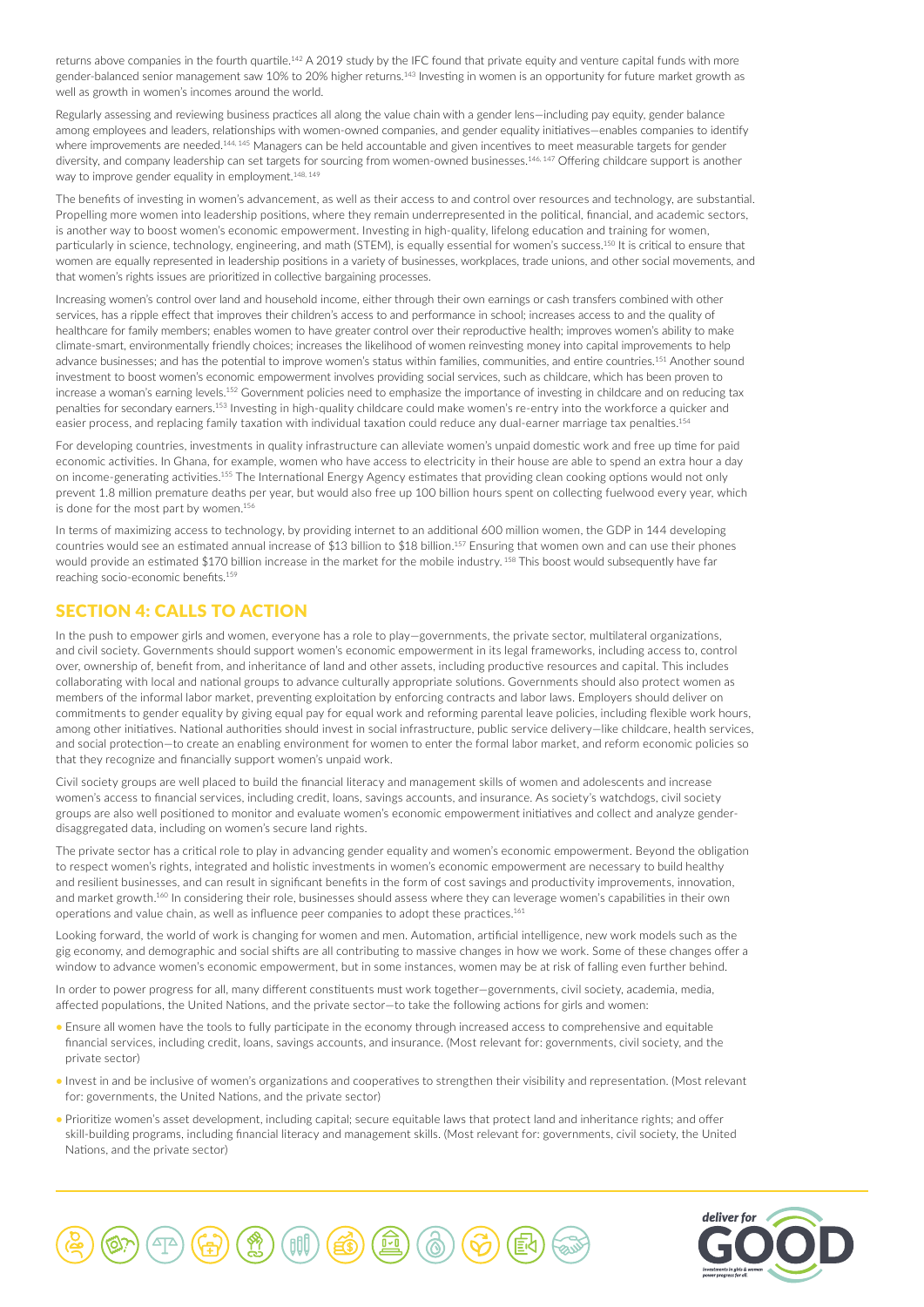returns above companies in the fourth quartile.[142] A 2019 study by the IFC found that private equity and venture capital funds with more gender-balanced senior management saw 10% to 20% higher returns.[143] Investing in women is an opportunity for future market growth as well as growth in women's incomes around the world.

Regularly assessing and reviewing business practices all along the value chain with a gender lens—including pay equity, gender balance among employees and leaders, relationships with women-owned companies, and gender equality initiatives—enables companies to identify where improvements are needed.[144, 145] Managers can be held accountable and given incentives to meet measurable targets for gender diversity, and company leadership can set targets for sourcing from women-owned businesses.[146, 147] Offering childcare support is another way to improve gender equality in employment.[148, 149]

The benefits of investing in women's advancement, as well as their access to and control over resources and technology, are substantial. Propelling more women into leadership positions, where they remain underrepresented in the political, financial, and academic sectors, is another way to boost women's economic empowerment. Investing in high-quality, lifelong education and training for women, particularly in science, technology, engineering, and math (STEM), is equally essential for women's success.[150] It is critical to ensure that women are equally represented in leadership positions in a variety of businesses, workplaces, trade unions, and other social movements, and that women's rights issues are prioritized in collective bargaining processes.

Increasing women's control over land and household income, either through their own earnings or cash transfers combined with other services, has a ripple effect that improves their children's access to and performance in school; increases access to and the quality of healthcare for family members; enables women to have greater control over their reproductive health; improves women's ability to make climate-smart, environmentally friendly choices; increases the likelihood of women reinvesting money into capital improvements to help advance businesses; and has the potential to improve women's status within families, communities, and entire countries.[151] Another sound investment to boost women's economic empowerment involves providing social services, such as childcare, which has been proven to increase a woman's earning levels.[152] Government policies need to emphasize the importance of investing in childcare and on reducing tax penalties for secondary earners.[153] Investing in high-quality childcare could make women's re-entry into the workforce a quicker and easier process, and replacing family taxation with individual taxation could reduce any dual-earner marriage tax penalties.[154]

For developing countries, investments in quality infrastructure can alleviate women's unpaid domestic work and free up time for paid economic activities. In Ghana, for example, women who have access to electricity in their house are able to spend an extra hour a day on income-generating activities.[155] The International Energy Agency estimates that providing clean cooking options would not only prevent 1.8 million premature deaths per year, but would also free up 100 billion hours spent on collecting fuelwood every year, which is done for the most part by women.[156]

In terms of maximizing access to technology, by providing internet to an additional 600 million women, the GDP in 144 developing countries would see an estimated annual increase of $13 billion to $18 billion.[157] Ensuring that women own and can use their phones would provide an estimated $170 billion increase in the market for the mobile industry.[158] This boost would subsequently have far reaching socio-economic benefits.[159]

## SECTION 4: CALLS TO ACTION

In the push to empower girls and women, everyone has a role to play—governments, the private sector, multilateral organizations, and civil society. Governments should support women's economic empowerment in its legal frameworks, including access to, control over, ownership of, benefit from, and inheritance of land and other assets, including productive resources and capital. This includes collaborating with local and national groups to advance culturally appropriate solutions. Governments should also protect women as members of the informal labor market, preventing exploitation by enforcing contracts and labor laws. Employers should deliver on commitments to gender equality by giving equal pay for equal work and reforming parental leave policies, including flexible work hours, among other initiatives. National authorities should invest in social infrastructure, public service delivery—like childcare, health services, and social protection—to create an enabling environment for women to enter the formal labor market, and reform economic policies so that they recognize and financially support women's unpaid work.

Civil society groups are well placed to build the financial literacy and management skills of women and adolescents and increase women's access to financial services, including credit, loans, savings accounts, and insurance. As society's watchdogs, civil society groups are also well positioned to monitor and evaluate women's economic empowerment initiatives and collect and analyze gender-disaggregated data, including on women's secure land rights.

The private sector has a critical role to play in advancing gender equality and women's economic empowerment. Beyond the obligation to respect women's rights, integrated and holistic investments in women's economic empowerment are necessary to build healthy and resilient businesses, and can result in significant benefits in the form of cost savings and productivity improvements, innovation, and market growth.[160] In considering their role, businesses should assess where they can leverage women's capabilities in their own operations and value chain, as well as influence peer companies to adopt these practices.[161]

Looking forward, the world of work is changing for women and men. Automation, artificial intelligence, new work models such as the gig economy, and demographic and social shifts are all contributing to massive changes in how we work. Some of these changes offer a window to advance women's economic empowerment, but in some instances, women may be at risk of falling even further behind.

In order to power progress for all, many different constituents must work together—governments, civil society, academia, media, affected populations, the United Nations, and the private sector—to take the following actions for girls and women:

- Ensure all women have the tools to fully participate in the economy through increased access to comprehensive and equitable financial services, including credit, loans, savings accounts, and insurance. (Most relevant for: governments, civil society, and the private sector)
- Invest in and be inclusive of women's organizations and cooperatives to strengthen their visibility and representation. (Most relevant for: governments, the United Nations, and the private sector)
- Prioritize women's asset development, including capital; secure equitable laws that protect land and inheritance rights; and offer skill-building programs, including financial literacy and management skills. (Most relevant for: governments, civil society, the United Nations, and the private sector)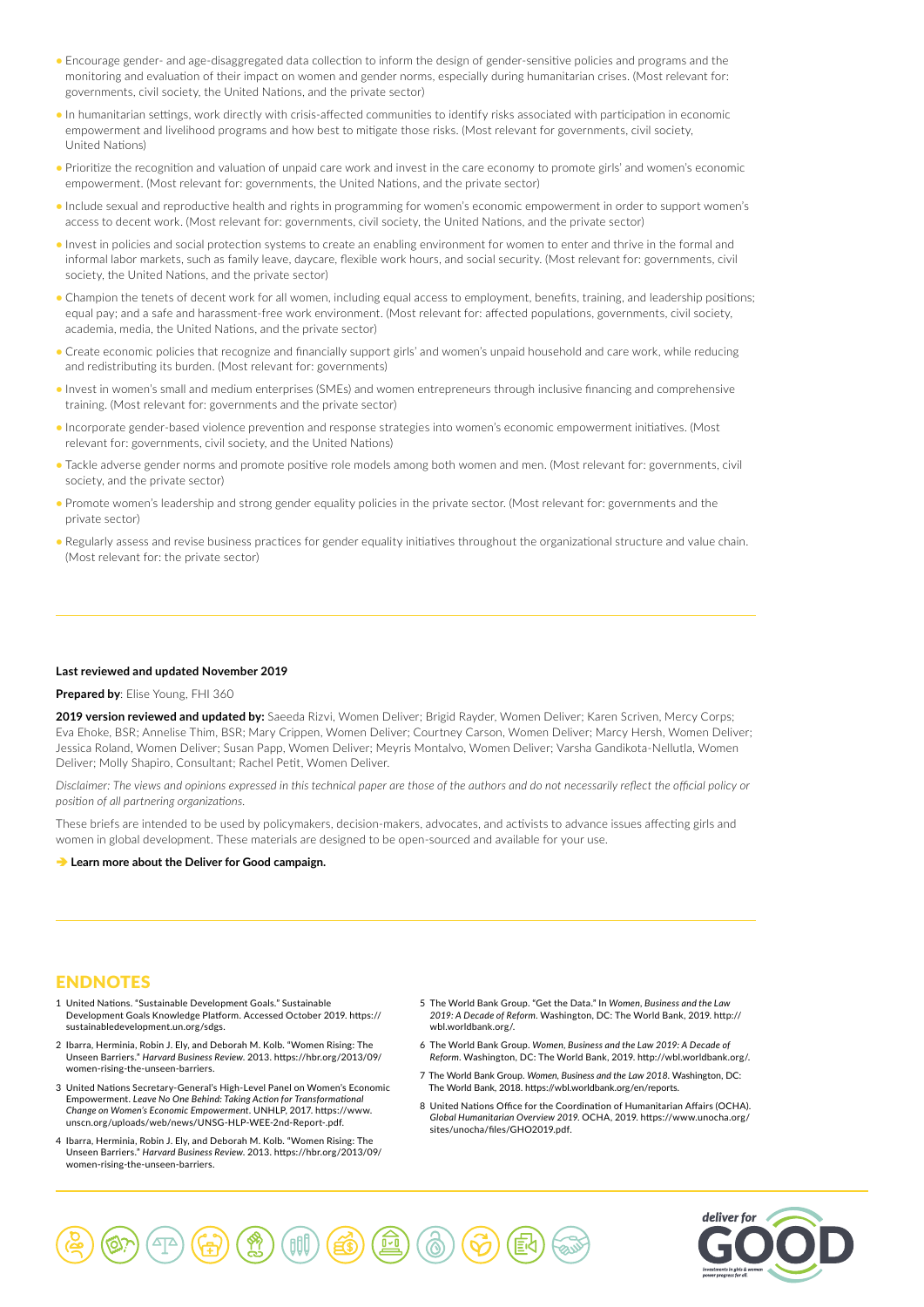- Encourage gender- and age-disaggregated data collection to inform the design of gender-sensitive policies and programs and the monitoring and evaluation of their impact on women and gender norms, especially during humanitarian crises. (Most relevant for: governments, civil society, the United Nations, and the private sector)
- In humanitarian settings, work directly with crisis-affected communities to identify risks associated with participation in economic empowerment and livelihood programs and how best to mitigate those risks. (Most relevant for governments, civil society, United Nations)
- Prioritize the recognition and valuation of unpaid care work and invest in the care economy to promote girls' and women's economic empowerment. (Most relevant for: governments, the United Nations, and the private sector)
- Include sexual and reproductive health and rights in programming for women's economic empowerment in order to support women's access to decent work. (Most relevant for: governments, civil society, the United Nations, and the private sector)
- Invest in policies and social protection systems to create an enabling environment for women to enter and thrive in the formal and informal labor markets, such as family leave, daycare, flexible work hours, and social security. (Most relevant for: governments, civil society, the United Nations, and the private sector)
- Champion the tenets of decent work for all women, including equal access to employment, benefits, training, and leadership positions; equal pay; and a safe and harassment-free work environment. (Most relevant for: affected populations, governments, civil society, academia, media, the United Nations, and the private sector)
- Create economic policies that recognize and financially support girls' and women's unpaid household and care work, while reducing and redistributing its burden. (Most relevant for: governments)
- Invest in women's small and medium enterprises (SMEs) and women entrepreneurs through inclusive financing and comprehensive training. (Most relevant for: governments and the private sector)
- Incorporate gender-based violence prevention and response strategies into women's economic empowerment initiatives. (Most relevant for: governments, civil society, and the United Nations)
- Tackle adverse gender norms and promote positive role models among both women and men. (Most relevant for: governments, civil society, and the private sector)
- Promote women's leadership and strong gender equality policies in the private sector. (Most relevant for: governments and the private sector)
- Regularly assess and revise business practices for gender equality initiatives throughout the organizational structure and value chain. (Most relevant for: the private sector)

**Last reviewed and updated November 2019**

**Prepared by**: Elise Young, FHI 360

**2019 version reviewed and updated by:** Saeeda Rizvi, Women Deliver; Brigid Rayder, Women Deliver; Karen Scriven, Mercy Corps; Eva Ehoke, BSR; Annelise Thim, BSR; Mary Crippen, Women Deliver; Courtney Carson, Women Deliver; Marcy Hersh, Women Deliver; Jessica Roland, Women Deliver; Susan Papp, Women Deliver; Meyris Montalvo, Women Deliver; Varsha Gandikota-Nellutla, Women Deliver; Molly Shapiro, Consultant; Rachel Petit, Women Deliver.

*Disclaimer: The views and opinions expressed in this technical paper are those of the authors and do not necessarily reflect the official policy or position of all partnering organizations.*

These briefs are intended to be used by policymakers, decision-makers, advocates, and activists to advance issues affecting girls and women in global development. These materials are designed to be open-sourced and available for your use.

➔ **Learn more about the Deliver for Good campaign.**

## ENDNOTES

1 United Nations. "Sustainable Development Goals." Sustainable Development Goals Knowledge Platform. Accessed October 2019. https://sustainabledevelopment.un.org/sdgs.

2 Ibarra, Herminia, Robin J. Ely, and Deborah M. Kolb. "Women Rising: The Unseen Barriers." *Harvard Business Review*. 2013. https://hbr.org/2013/09/women-rising-the-unseen-barriers.

3 United Nations Secretary-General's High-Level Panel on Women's Economic Empowerment. *Leave No One Behind: Taking Action for Transformational Change on Women's Economic Empowerment*. UNHLP, 2017. https://www.unscn.org/uploads/web/news/UNSG-HLP-WEE-2nd-Report-.pdf.

4 Ibarra, Herminia, Robin J. Ely, and Deborah M. Kolb. "Women Rising: The Unseen Barriers." *Harvard Business Review*. 2013. https://hbr.org/2013/09/women-rising-the-unseen-barriers.

5 The World Bank Group. "Get the Data." In *Women, Business and the Law 2019: A Decade of Reform*. Washington, DC: The World Bank, 2019. http://wbl.worldbank.org/.

6 The World Bank Group. *Women, Business and the Law 2019: A Decade of Reform*. Washington, DC: The World Bank, 2019. http://wbl.worldbank.org/.

7 The World Bank Group. *Women, Business and the Law 2018*. Washington, DC: The World Bank, 2018. https://wbl.worldbank.org/en/reports.

8 United Nations Office for the Coordination of Humanitarian Affairs (OCHA). *Global Humanitarian Overview 2019*. OCHA, 2019. https://www.unocha.org/sites/unocha/files/GHO2019.pdf.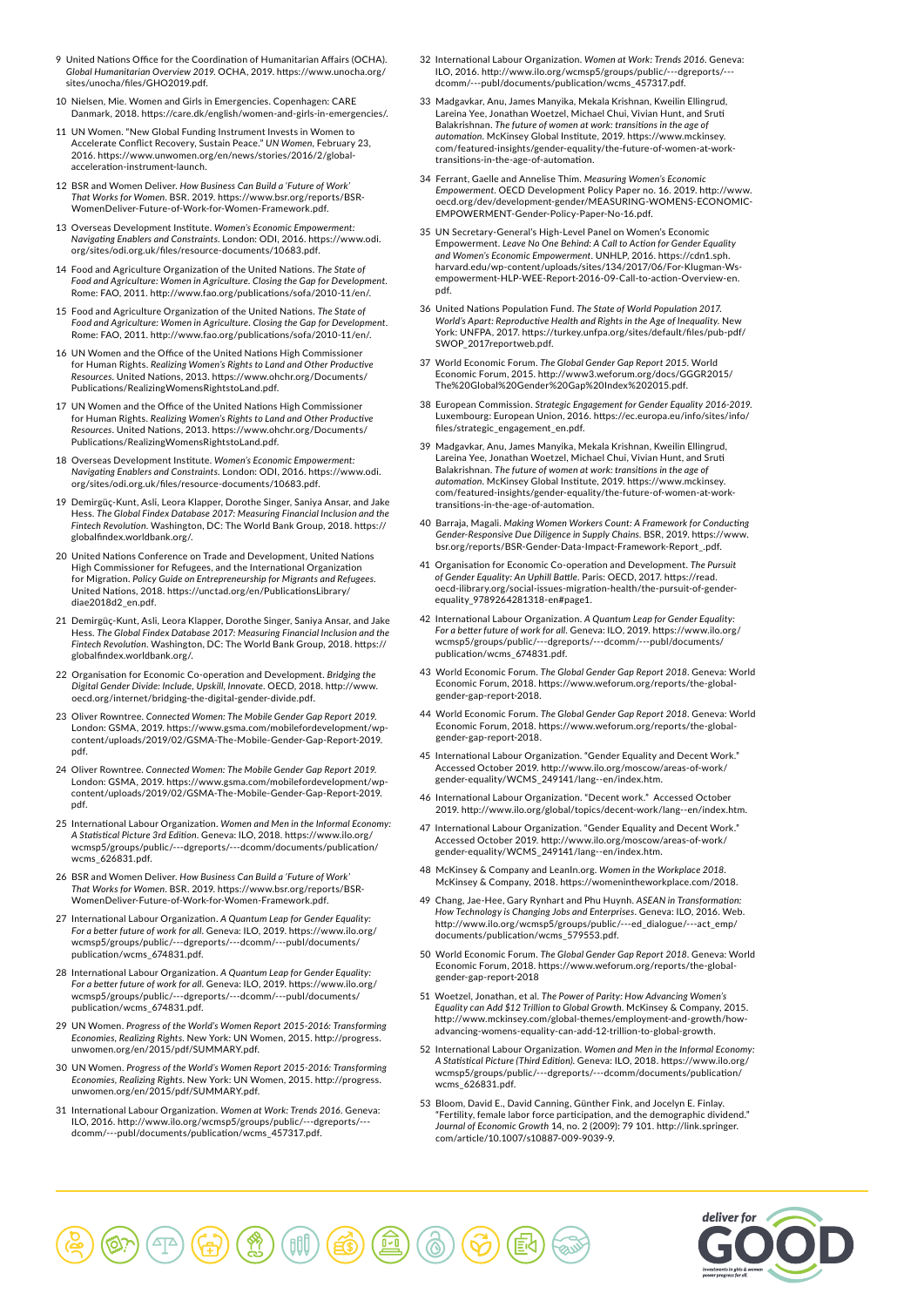9 United Nations Office for the Coordination of Humanitarian Affairs (OCHA). *Global Humanitarian Overview 2019*. OCHA, 2019. https://www.unocha.org/sites/unocha/files/GHO2019.pdf.

10 Nielsen, Mie. Women and Girls in Emergencies. Copenhagen: CARE Danmark, 2018. https://care.dk/english/women-and-girls-in-emergencies/.

11 UN Women. "New Global Funding Instrument Invests in Women to Accelerate Conflict Recovery, Sustain Peace." *UN Women*, February 23, 2016. https://www.unwomen.org/en/news/stories/2016/2/global-acceleration-instrument-launch.

12 BSR and Women Deliver. *How Business Can Build a 'Future of Work' That Works for Women*. BSR. 2019. https://www.bsr.org/reports/BSR-WomenDeliver-Future-of-Work-for-Women-Framework.pdf.

13 Overseas Development Institute. *Women's Economic Empowerment: Navigating Enablers and Constraints*. London: ODI, 2016. https://www.odi.org/sites/odi.org.uk/files/resource-documents/10683.pdf.

14 Food and Agriculture Organization of the United Nations. *The State of Food and Agriculture: Women in Agriculture. Closing the Gap for Development*. Rome: FAO, 2011. http://www.fao.org/publications/sofa/2010-11/en/.

15 Food and Agriculture Organization of the United Nations. *The State of Food and Agriculture: Women in Agriculture. Closing the Gap for Development*. Rome: FAO, 2011. http://www.fao.org/publications/sofa/2010-11/en/.

16 UN Women and the Office of the United Nations High Commissioner for Human Rights. *Realizing Women's Rights to Land and Other Productive Resources*. United Nations, 2013. https://www.ohchr.org/Documents/Publications/RealizingWomensRightstoLand.pdf.

17 UN Women and the Office of the United Nations High Commissioner for Human Rights. *Realizing Women's Rights to Land and Other Productive Resources*. United Nations, 2013. https://www.ohchr.org/Documents/Publications/RealizingWomensRightstoLand.pdf.

18 Overseas Development Institute. *Women's Economic Empowerment: Navigating Enablers and Constraints*. London: ODI, 2016. https://www.odi.org/sites/odi.org.uk/files/resource-documents/10683.pdf.

19 Demirgüç-Kunt, Asli, Leora Klapper, Dorothe Singer, Saniya Ansar, and Jake Hess. *The Global Findex Database 2017: Measuring Financial Inclusion and the Fintech Revolution*. Washington, DC: The World Bank Group, 2018. https://globalfindex.worldbank.org/.

20 United Nations Conference on Trade and Development, United Nations High Commissioner for Refugees, and the International Organization for Migration. *Policy Guide on Entrepreneurship for Migrants and Refugees*. United Nations, 2018. https://unctad.org/en/PublicationsLibrary/diae2018d2_en.pdf.

21 Demirgüç-Kunt, Asli, Leora Klapper, Dorothe Singer, Saniya Ansar, and Jake Hess. *The Global Findex Database 2017: Measuring Financial Inclusion and the Fintech Revolution*. Washington, DC: The World Bank Group, 2018. https://globalfindex.worldbank.org/.

22 Organisation for Economic Co-operation and Development. *Bridging the Digital Gender Divide: Include, Upskill, Innovate*. OECD, 2018. http://www.oecd.org/internet/bridging-the-digital-gender-divide.pdf.

23 Oliver Rowntree. *Connected Women: The Mobile Gender Gap Report 2019*. London: GSMA, 2019. https://www.gsma.com/mobilefordevelopment/wp-content/uploads/2019/02/GSMA-The-Mobile-Gender-Gap-Report-2019.pdf.

24 Oliver Rowntree. *Connected Women: The Mobile Gender Gap Report 2019*. London: GSMA, 2019. https://www.gsma.com/mobilefordevelopment/wp-content/uploads/2019/02/GSMA-The-Mobile-Gender-Gap-Report-2019.pdf.

25 International Labour Organization. *Women and Men in the Informal Economy: A Statistical Picture 3rd Edition*. Geneva: ILO, 2018. https://www.ilo.org/wcmsp5/groups/public/---dgreports/---dcomm/documents/publication/wcms_626831.pdf.

26 BSR and Women Deliver. *How Business Can Build a 'Future of Work' That Works for Women*. BSR. 2019. https://www.bsr.org/reports/BSR-WomenDeliver-Future-of-Work-for-Women-Framework.pdf.

27 International Labour Organization. *A Quantum Leap for Gender Equality: For a better future of work for all*. Geneva: ILO, 2019. https://www.ilo.org/wcmsp5/groups/public/---dgreports/---dcomm/---publ/documents/publication/wcms_674831.pdf.

28 International Labour Organization. *A Quantum Leap for Gender Equality: For a better future of work for all*. Geneva: ILO, 2019. https://www.ilo.org/wcmsp5/groups/public/---dgreports/---dcomm/---publ/documents/publication/wcms_674831.pdf.

29 UN Women. *Progress of the World's Women Report 2015-2016: Transforming Economies, Realizing Rights*. New York: UN Women, 2015. http://progress.unwomen.org/en/2015/pdf/SUMMARY.pdf.

30 UN Women. *Progress of the World's Women Report 2015-2016: Transforming Economies, Realizing Rights*. New York: UN Women, 2015. http://progress.unwomen.org/en/2015/pdf/SUMMARY.pdf.

31 International Labour Organization. *Women at Work: Trends 2016*. Geneva: ILO, 2016. http://www.ilo.org/wcmsp5/groups/public/---dgreports/---dcomm/---publ/documents/publication/wcms_457317.pdf.

32 International Labour Organization. *Women at Work: Trends 2016*. Geneva: ILO, 2016. http://www.ilo.org/wcmsp5/groups/public/---dgreports/---dcomm/---publ/documents/publication/wcms_457317.pdf.

33 Madgavkar, Anu, James Manyika, Mekala Krishnan, Kweilin Ellingrud, Lareina Yee, Jonathan Woetzel, Michael Chui, Vivian Hunt, and Sruti Balakrishnan. *The future of women at work: transitions in the age of automation*. McKinsey Global Institute, 2019. https://www.mckinsey.com/featured-insights/gender-equality/the-future-of-women-at-work-transitions-in-the-age-of-automation.

34 Ferrant, Gaelle and Annelise Thim. *Measuring Women's Economic Empowerment*. OECD Development Policy Paper no. 16. 2019. http://www.oecd.org/dev/development-gender/MEASURING-WOMENS-ECONOMIC-EMPOWERMENT-Gender-Policy-Paper-No-16.pdf.

35 UN Secretary-General's High-Level Panel on Women's Economic Empowerment. *Leave No One Behind: A Call to Action for Gender Equality and Women's Economic Empowerment*. UNHLP, 2016. https://cdn1.sph.harvard.edu/wp-content/uploads/sites/134/2017/06/For-Klugman-Ws-empowerment-HLP-WEE-Report-2016-09-Call-to-action-Overview-en.pdf.

36 United Nations Population Fund. *The State of World Population 2017. World's Apart: Reproductive Health and Rights in the Age of Inequality*. New York: UNFPA, 2017. https://turkey.unfpa.org/sites/default/files/pub-pdf/SWOP_2017reportweb.pdf.

37 World Economic Forum. *The Global Gender Gap Report 2015*. World Economic Forum, 2015. http://www3.weforum.org/docs/GGGR2015/The%20Global%20Gender%20Gap%20Index%202015.pdf.

38 European Commission. *Strategic Engagement for Gender Equality 2016-2019*. Luxembourg: European Union, 2016. https://ec.europa.eu/info/sites/info/files/strategic_engagement_en.pdf.

39 Madgavkar, Anu, James Manyika, Mekala Krishnan, Kweilin Ellingrud, Lareina Yee, Jonathan Woetzel, Michael Chui, Vivian Hunt, and Sruti Balakrishnan. *The future of women at work: transitions in the age of automation*. McKinsey Global Institute, 2019. https://www.mckinsey.com/featured-insights/gender-equality/the-future-of-women-at-work-transitions-in-the-age-of-automation.

40 Barraja, Magali. *Making Women Workers Count: A Framework for Conducting Gender-Responsive Due Diligence in Supply Chains*. BSR, 2019. https://www.bsr.org/reports/BSR-Gender-Data-Impact-Framework-Report_.pdf.

41 Organisation for Economic Co-operation and Development. *The Pursuit of Gender Equality: An Uphill Battle*. Paris: OECD, 2017. https://read.oecd-ilibrary.org/social-issues-migration-health/the-pursuit-of-gender-equality_9789264281318-en#page1.

42 International Labour Organization. *A Quantum Leap for Gender Equality: For a better future of work for all*. Geneva: ILO, 2019. https://www.ilo.org/wcmsp5/groups/public/---dgreports/---dcomm/---publ/documents/publication/wcms_674831.pdf.

43 World Economic Forum. *The Global Gender Gap Report 2018*. Geneva: World Economic Forum, 2018. https://www.weforum.org/reports/the-global-gender-gap-report-2018.

44 World Economic Forum. *The Global Gender Gap Report 2018*. Geneva: World Economic Forum, 2018. https://www.weforum.org/reports/the-global-gender-gap-report-2018.

45 International Labour Organization. "Gender Equality and Decent Work." Accessed October 2019. http://www.ilo.org/moscow/areas-of-work/gender-equality/WCMS_249141/lang--en/index.htm.

46 International Labour Organization. "Decent work." Accessed October 2019. http://www.ilo.org/global/topics/decent-work/lang--en/index.htm.

47 International Labour Organization. "Gender Equality and Decent Work." Accessed October 2019. http://www.ilo.org/moscow/areas-of-work/gender-equality/WCMS_249141/lang--en/index.htm.

48 McKinsey & Company and LeanIn.org. *Women in the Workplace 2018*. McKinsey & Company, 2018. https://womenintheworkplace.com/2018.

49 Chang, Jae-Hee, Gary Rynhart and Phu Huynh. *ASEAN in Transformation: How Technology is Changing Jobs and Enterprises*. Geneva: ILO, 2016. Web. http://www.ilo.org/wcmsp5/groups/public/---ed_dialogue/---act_emp/documents/publication/wcms_579553.pdf.

50 World Economic Forum. *The Global Gender Gap Report 2018*. Geneva: World Economic Forum, 2018. https://www.weforum.org/reports/the-global-gender-gap-report-2018

51 Woetzel, Jonathan, et al. *The Power of Parity: How Advancing Women's Equality can Add $12 Trillion to Global Growth*. McKinsey & Company, 2015. http://www.mckinsey.com/global-themes/employment-and-growth/how-advancing-womens-equality-can-add-12-trillion-to-global-growth.

52 International Labour Organization. *Women and Men in the Informal Economy: A Statistical Picture (Third Edition)*. Geneva: ILO, 2018. https://www.ilo.org/wcmsp5/groups/public/---dgreports/---dcomm/documents/publication/wcms_626831.pdf.

53 Bloom, David E., David Canning, Günther Fink, and Jocelyn E. Finlay. "Fertility, female labor force participation, and the demographic dividend." *Journal of Economic Growth* 14, no. 2 (2009): 79 101. http://link.springer.com/article/10.1007/s10887-009-9039-9.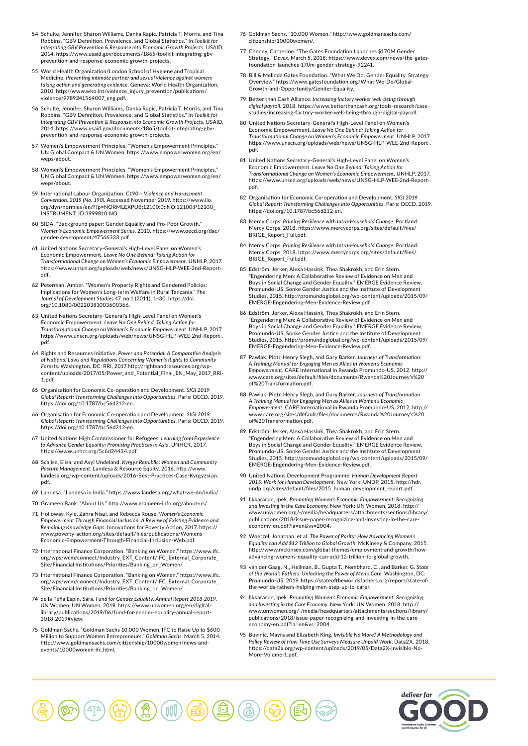54 Schulte, Jennifer, Sharon Williams, Danka Rapic, Patricia T. Morris, and Tina Robbins. "GBV Definition, Prevalence, and Global Statistics." In *Toolkit for Integrating GBV Prevention & Response into Economic Growth Projects*. USAID, 2014. https://www.usaid.gov/documents/1865/toolkit-integrating-gbv-prevention-and-response-economic-growth-projects.

55 World Health Organization/London School of Hygiene and Tropical Medicine. *Preventing intimate partner and sexual violence against women: taking action and generating evidence*. Geneva: World Health Organization, 2010. http://www.who.int/violence_injury_prevention/publications/violence/9789241564007_eng.pdf.

56 Schulte, Jennifer, Sharon Williams, Danka Rapic, Patricia T. Morris, and Tina Robbins. "GBV Definition, Prevalence, and Global Statistics." In *Toolkit for Integrating GBV Prevention & Response into Economic Growth Projects*. USAID, 2014. https://www.usaid.gov/documents/1865/toolkit-integrating-gbv-prevention-and-response-economic-growth-projects.

57 Women's Empowerment Principles. "Women's Empowerment Principles." UN Global Compact & UN Women. https://www.empowerwomen.org/en/weps/about.

58 Women's Empowerment Principles. "Women's Empowerment Principles." UN Global Compact & UN Women. https://www.empowerwomen.org/en/weps/about.

59 International Labour Organization. *C190 – Violence and Harassment Convention, 2019 (No. 190)*. Accessed November 2019. https://www.ilo.org/dyn/normlex/en/f?p=NORMLEXPUB:12100:0::NO:12100:P12100_INSTRUMENT_ID:3999810:NO.

60 SIDA. "Background paper: Gender Equality and Pro-Poor Growth." *Women's Economic Empowerment Series*. 2010. https://www.oecd.org/dac/gender-development/47566333.pdf.

61 United Nations Secretary-General's High-Level Panel on Women's Economic Empowerment. *Leave No One Behind: Taking Action for Transformational Change on Women's Economic Empowerment*. UNHLP, 2017. https://www.unscn.org/uploads/web/news/UNSG-HLP-WEE-2nd-Report-.pdf.

62 Peterman, Amber. "Women's Property Rights and Gendered Policies: Implications for Women's Long-term Welfare in Rural Tanzania." *The Journal of Development Studies* 47, no.1 (2011): 1–30. https://doi.org/10.1080/00220381003600366.

63 United Nations Secretary-General's High-Level Panel on Women's Economic Empowerment. *Leave No One Behind: Taking Action for Transformational Change on Women's Economic Empowerment*. UNHLP, 2017. https://www.unscn.org/uploads/web/news/UNSG-HLP-WEE-2nd-Report-.pdf.

64 Rights and Resources Initiative. *Power and Potential: A Comparative Analysis of National Laws and Regulations Concerning Women's Rights to Community Forests*. Washington, DC: RRI, 2017.http://rightsandresources.org/wp-content/uploads/2017/05/Power_and_Potential_Final_EN_May_2017_RRI-1.pdf.

65 Organisation for Economic Co-operation and Development. *SIGI 2019 Global Report: Transforming Challenges into Opportunities*. Paris: OECD, 2019. https://doi.org/10.1787/bc56d212-en.

66 Organisation for Economic Co-operation and Development. *SIGI 2019 Global Report: Transforming Challenges into Opportunities*. Paris: OECD, 2019. https://doi.org/10.1787/bc56d212-en.

67 United Nations High Commissioner for Refugees. *Learning from Experience to Advance Gender Equality: Promising Practices in Asia*. UNHCR, 2017. https://www.unhcr.org/5c6d24434.pdf.

68 Scalise, Elisa, and Asyl Undeland. *Kyrgyz Republic: Women and Community Pasture Management*. Landesa & Resource Equity, 2016. http://www.landesa.org/wp-content/uploads/2016-Best-Practices-Case-Kyrgyzstan.pdf.

69 Landesa. "Landesa in India." https://www.landesa.org/what-we-do/india/.

70 Grameen Bank. "About Us." http://www.grameen-info.org/about-us/.

71 Holloway, Kyle, Zahra Niazi, and Rebecca Rouse. *Women's Economic Empowerment Through Financial Inclusion: A Review of Existing Evidence and Remaining Knowledge Gaps*. Innovations for Poverty Action, 2017. https://www.poverty-action.org/sites/default/files/publications/Womens-Economic-Empowerment-Through-Financial-Inclusion-Web.pdf.

72 International Finance Corporation. "Banking on Women." https://www.ifc.org/wps/wcm/connect/Industry_EXT_Content/IFC_External_Corporate_Site/Financial Institutions/Priorities/Banking_on_Women/.

73 International Finance Corporation. "Banking on Women." https://www.ifc.org/wps/wcm/connect/Industry_EXT_Content/IFC_External_Corporate_Site/Financial Institutions/Priorities/Banking_on_Women/.

74 de la Peña Espín, Sara. *Fund for Gender Equality. Annual Report 2018-2019*. UN Women, UN Women, 2019. https://www.unwomen.org/en/digital-library/publications/2019/06/fund-for-gender-equality-annual-report-2018-2019#view.

75 Goldman Sachs. "Goldman Sachs 10,000 Women, IFC to Raise Up to $600 Million to Support Women Entrepreneurs." *Goldman Sachs*, March 5, 2014. http://www.goldmansachs.com/citizenship/10000women/news-and-events/10000women-ifc.html.

76 Goldman Sachs. "10,000 Women." http://www.goldmansachs.com/citizenship/10000women/.

77 Cheney, Catherine. "The Gates Foundation Launches $170M Gender Strategy." *Devex*, March 5, 2018. https://www.devex.com/news/the-gates-foundation-launches-170m-gender-strategy-92241.

78 Bill & Melinda Gates Foundation. "What We Do: Gender Equality. Strategy Overview" https://www.gatesfoundation.org/What-We-Do/Global-Growth-and-Opportunity/Gender-Equality.

79 Better than Cash Alliance. *Increasing factory worker well-being through digital payroll*. 2018. https://www.betterthancash.org/tools-research/case-studies/increasing-factory-worker-well-being-through-digital-payroll.

80 United Nations Secretary-General's High-Level Panel on Women's Economic Empowerment. *Leave No One Behind: Taking Action for Transformational Change on Women's Economic Empowerment*. UNHLP, 2017. https://www.unscn.org/uploads/web/news/UNSG-HLP-WEE-2nd-Report-.pdf.

81 United Nations Secretary-General's High-Level Panel on Women's Economic Empowerment. *Leave No One Behind: Taking Action for Transformational Change on Women's Economic Empowerment*. UNHLP, 2017. https://www.unscn.org/uploads/web/news/UNSG-HLP-WEE-2nd-Report-.pdf.

82 Organisation for Economic Co-operation and Development. *SIGI 2019 Global Report: Transforming Challenges into Opportunities*. Paris: OECD, 2019. https://doi.org/10.1787/bc56d212-en.

83 Mercy Corps. *Priming Resilience with Intra-Household Change*. Portland: Mercy Corps, 2018. https://www.mercycorps.org/sites/default/files/BRIGE_Report_Full.pdf.

84 Mercy Corps. *Priming Resilience with Intra-Household Change*. Portland: Mercy Corps, 2018. https://www.mercycorps.org/sites/default/files/BRIGE_Report_Full.pdf.

85 Edström, Jerker, Alexa Hassink, Thea Shakrokh, and Erin Stern. "Engendering Men: A Collaborative Review of Evidence on Men and Boys in Social Change and Gender Equality." EMERGE Evidence Review, Promundo-US, Sonke Gender Justice and the Institute of Development Studies, 2015. http://promundoglobal.org/wp-content/uploads/2015/09/EMERGE-Engendering-Men-Evidence-Review.pdf.

86 Edström, Jerker, Alexa Hassink, Thea Shakrokh, and Erin Stern. "Engendering Men: A Collaborative Review of Evidence on Men and Boys in Social Change and Gender Equality." EMERGE Evidence Review, Promundo-US, Sonke Gender Justice and the Institute of Development Studies, 2015. http://promundoglobal.org/wp-content/uploads/2015/09/EMERGE-Engendering-Men-Evidence-Review.pdf.

87 Pawlak, Piotr, Henry Slegh, and Gary Barker. *Journeys of Transformation: A Training Manual for Engaging Men as Allies in Women's Economic Empowerment*. CARE International in Rwanda Promundo-US, 2012. http://www.care.org/sites/default/files/documents/Rwanda%20Journey's%20of%20Transformation.pdf.

88 Pawlak, Piotr, Henry Slegh, and Gary Barker. *Journeys of Transformation: A Training Manual for Engaging Men as Allies in Women's Economic Empowerment*. CARE International in Rwanda Promundo-US, 2012. http://www.care.org/sites/default/files/documents/Rwanda%20Journey's%20of%20Transformation.pdf.

89 Edström, Jerker, Alexa Hassink, Thea Shakrokh, and Erin Stern. "Engendering Men: A Collaborative Review of Evidence on Men and Boys in Social Change and Gender Equality." EMERGE Evidence Review, Promundo-US, Sonke Gender Justice and the Institute of Development Studies, 2015. http://promundoglobal.org/wp-content/uploads/2015/09/EMERGE-Engendering-Men-Evidence-Review.pdf.

90 United Nations Development Programme. *Human Development Report 2015: Work for Human Development*. New York: UNDP, 2015. http://hdr.undp.org/sites/default/files/2015_human_development_report.pdf.

91 Ilkkaracan, Ipek. *Promoting Women's Economic Empowerment: Recognizing and Investing in the Care Economy*. New York: UN Women, 2018. http://www.unwomen.org/-/media/headquarters/attachments/sections/library/publications/2018/issue-paper-recognizing-and-investing-in-the-care-economy-en.pdf?la=en&vs=2004.

92 Woetzel, Jonathan, et al. *The Power of Parity: How Advancing Women's Equality can Add $12 Trillion to Global Growth*. McKinsey & Company, 2015. http://www.mckinsey.com/global-themes/employment-and-growth/how-advancing-womens-equality-can-add-12-trillion-to-global-growth.

93 van der Gaag, N., Heilman, B., Gupta T., Nembhard, C., and Barker, G. *State of the World's Fathers: Unlocking the Power of Men's Care*. Washington, DC: Promundo-US, 2019. https://stateoftheworldsfathers.org/report/state-of-the-worlds-fathers-helping-men-step-up-to-care/.

94 Ilkkaracan, Ipek. *Promoting Women's Economic Empowerment: Recognizing and Investing in the Care Economy*. New York: UN Women, 2018. http://www.unwomen.org/-/media/headquarters/attachments/sections/library/publications/2018/issue-paper-recognizing-and-investing-in-the-care-economy-en.pdf?la=en&vs=2004.

95 Buvinic, Mayra and Elizabeth King. *Invisible No More? A Methodology and Policy Review of How Time Use Surveys Measure Unpaid Work*. Data2X. 2018. https://data2x.org/wp-content/uploads/2019/05/Data2X-Invisible-No-More-Volume-1.pdf.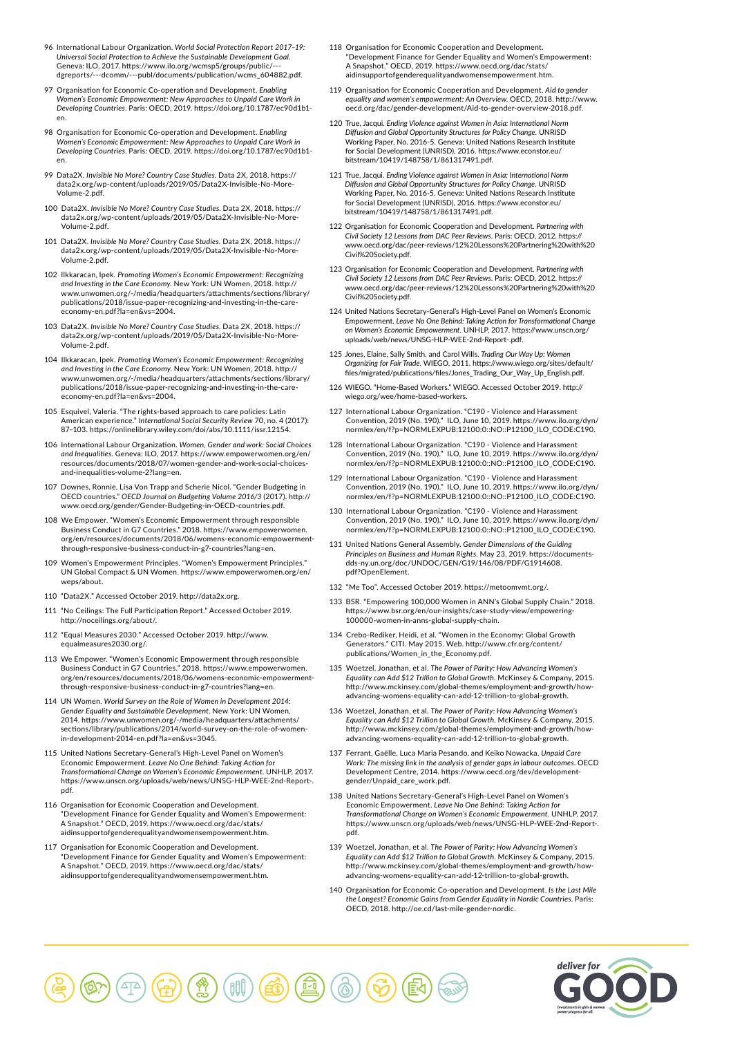96 International Labour Organization. *World Social Protection Report 2017–19: Universal Social Protection to Achieve the Sustainable Development Goal.* Geneva: ILO, 2017. https://www.ilo.org/wcmsp5/groups/public/---dgreports/---dcomm/---publ/documents/publication/wcms_604882.pdf.

97 Organisation for Economic Co-operation and Development. *Enabling Women's Economic Empowerment: New Approaches to Unpaid Care Work in Developing Countries*. Paris: OECD, 2019. https://doi.org/10.1787/ec90d1b1-en.

98 Organisation for Economic Co-operation and Development. *Enabling Women's Economic Empowerment: New Approaches to Unpaid Care Work in Developing Countries*. Paris: OECD, 2019. https://doi.org/10.1787/ec90d1b1-en.

99 Data2X. *Invisible No More? Country Case Studies*. Data 2X, 2018. https://data2x.org/wp-content/uploads/2019/05/Data2X-Invisible-No-More-Volume-2.pdf.

100 Data2X. *Invisible No More? Country Case Studies*. Data 2X, 2018. https://data2x.org/wp-content/uploads/2019/05/Data2X-Invisible-No-More-Volume-2.pdf.

101 Data2X. *Invisible No More? Country Case Studies*. Data 2X, 2018. https://data2x.org/wp-content/uploads/2019/05/Data2X-Invisible-No-More-Volume-2.pdf.

102 Ilkkaracan, Ipek. *Promoting Women's Economic Empowerment: Recognizing and Investing in the Care Economy*. New York: UN Women, 2018. http://www.unwomen.org/-/media/headquarters/attachments/sections/library/publications/2018/issue-paper-recognizing-and-investing-in-the-care-economy-en.pdf?la=en&vs=2004.

103 Data2X. *Invisible No More? Country Case Studies*. Data 2X, 2018. https://data2x.org/wp-content/uploads/2019/05/Data2X-Invisible-No-More-Volume-2.pdf.

104 Ilkkaracan, Ipek. *Promoting Women's Economic Empowerment: Recognizing and Investing in the Care Economy*. New York: UN Women, 2018. http://www.unwomen.org/-/media/headquarters/attachments/sections/library/publications/2018/issue-paper-recognizing-and-investing-in-the-care-economy-en.pdf?la=en&vs=2004.

105 Esquivel, Valeria. "The rights-based approach to care policies: Latin American experience." *International Social Security Review* 70, no. 4 (2017): 87–103. https://onlinelibrary.wiley.com/doi/abs/10.1111/issr.12154.

106 International Labour Organization. *Women, Gender and work: Social Choices and Inequalities*. Geneva: ILO, 2017. https://www.empowerwomen.org/en/resources/documents/2018/07/women-gender-and-work-social-choices-and-inequalities-volume-2?lang=en.

107 Downes, Ronnie, Lisa Von Trapp and Scherie Nicol. "Gender Budgeting in OECD countries." *OECD Journal on Budgeting Volume 2016/3* (2017). http://www.oecd.org/gender/Gender-Budgeting-in-OECD-countries.pdf.

108 We Empower. "Women's Economic Empowerment through responsible Business Conduct in G7 Countries." 2018. https://www.empowerwomen.org/en/resources/documents/2018/06/womens-economic-empowerment-through-responsive-business-conduct-in-g7-countries?lang=en.

109 Women's Empowerment Principles. "Women's Empowerment Principles." UN Global Compact & UN Women. https://www.empowerwomen.org/en/weps/about.

110 "Data2X." Accessed October 2019. http://data2x.org.

111 "No Ceilings: The Full Participation Report." Accessed October 2019. http://noceilings.org/about/.

112 "Equal Measures 2030." Accessed October 2019. http://www.equalmeasures2030.org/.

113 We Empower. "Women's Economic Empowerment through responsible Business Conduct in G7 Countries." 2018. https://www.empowerwomen.org/en/resources/documents/2018/06/womens-economic-empowerment-through-responsive-business-conduct-in-g7-countries?lang=en.

114 UN Women. *World Survey on the Role of Women in Development 2014: Gender Equality and Sustainable Development*. New York: UN Women, 2014. https://www.unwomen.org/-/media/headquarters/attachments/sections/library/publications/2014/world-survey-on-the-role-of-women-in-development-2014-en.pdf?la=en&vs=3045.

115 United Nations Secretary-General's High-Level Panel on Women's Economic Empowerment. *Leave No One Behind: Taking Action for Transformational Change on Women's Economic Empowerment*. UNHLP, 2017. https://www.unscn.org/uploads/web/news/UNSG-HLP-WEE-2nd-Report-.pdf.

116 Organisation for Economic Cooperation and Development. "Development Finance for Gender Equality and Women's Empowerment: A Snapshot." OECD, 2019. https://www.oecd.org/dac/stats/aidinsupportofgenderequalityandwomensempowerment.htm.

117 Organisation for Economic Cooperation and Development. "Development Finance for Gender Equality and Women's Empowerment: A Snapshot." OECD, 2019. https://www.oecd.org/dac/stats/aidinsupportofgenderequalityandwomensempowerment.htm.

118 Organisation for Economic Cooperation and Development. "Development Finance for Gender Equality and Women's Empowerment: A Snapshot." OECD, 2019. https://www.oecd.org/dac/stats/aidinsupportofgenderequalityandwomensempowerment.htm.

119 Organisation for Economic Cooperation and Development. *Aid to gender equality and women's empowerment: An Overview*. OECD, 2018. http://www.oecd.org/dac/gender-development/Aid-to-gender-overview-2018.pdf.

120 True, Jacqui. *Ending Violence against Women in Asia: International Norm Diffusion and Global Opportunity Structures for Policy Change.* UNRISD Working Paper, No. 2016-5. Geneva: United Nations Research Institute for Social Development (UNRISD), 2016. https://www.econstor.eu/bitstream/10419/148758/1/861317491.pdf.

121 True, Jacqui. *Ending Violence against Women in Asia: International Norm Diffusion and Global Opportunity Structures for Policy Change.* UNRISD Working Paper, No. 2016-5. Geneva: United Nations Research Institute for Social Development (UNRISD), 2016. https://www.econstor.eu/bitstream/10419/148758/1/861317491.pdf.

122 Organisation for Economic Cooperation and Development. *Partnering with Civil Society 12 Lessons from DAC Peer Reviews*. Paris: OECD, 2012. https://www.oecd.org/dac/peer-reviews/12%20Lessons%20Partnering%20with%20Civil%20Society.pdf.

123 Organisation for Economic Cooperation and Development. *Partnering with Civil Society 12 Lessons from DAC Peer Reviews*. Paris: OECD, 2012. https://www.oecd.org/dac/peer-reviews/12%20Lessons%20Partnering%20with%20Civil%20Society.pdf.

124 United Nations Secretary-General's High-Level Panel on Women's Economic Empowerment. *Leave No One Behind: Taking Action for Transformational Change on Women's Economic Empowerment*. UNHLP, 2017. https://www.unscn.org/uploads/web/news/UNSG-HLP-WEE-2nd-Report-.pdf.

125 Jones, Elaine, Sally Smith, and Carol Wills. *Trading Our Way Up: Women Organizing for Fair Trade.* WIEGO, 2011. https://www.wiego.org/sites/default/files/migrated/publications/files/Jones_Trading_Our_Way_Up_English.pdf.

126 WIEGO. "Home-Based Workers." WIEGO. Accessed October 2019. http://wiego.org/wee/home-based-workers.

127 International Labour Organization. "C190 - Violence and Harassment Convention, 2019 (No. 190)." ILO, June 10, 2019. https://www.ilo.org/dyn/normlex/en/f?p=NORMLEXPUB:12100:0::NO::P12100_ILO_CODE:C190.

128 International Labour Organization. "C190 - Violence and Harassment Convention, 2019 (No. 190)." ILO, June 10, 2019. https://www.ilo.org/dyn/normlex/en/f?p=NORMLEXPUB:12100:0::NO::P12100_ILO_CODE:C190.

129 International Labour Organization. "C190 - Violence and Harassment Convention, 2019 (No. 190)." ILO, June 10, 2019. https://www.ilo.org/dyn/normlex/en/f?p=NORMLEXPUB:12100:0::NO::P12100_ILO_CODE:C190.

130 International Labour Organization. "C190 - Violence and Harassment Convention, 2019 (No. 190)." ILO, June 10, 2019. https://www.ilo.org/dyn/normlex/en/f?p=NORMLEXPUB:12100:0::NO::P12100_ILO_CODE:C190.

131 United Nations General Assembly. *Gender Dimensions of the Guiding Principles on Business and Human Rights*. May 23, 2019. https://documents-dds-ny.un.org/doc/UNDOC/GEN/G19/146/08/PDF/G1914608.pdf?OpenElement.

132 "Me Too". Accessed October 2019. https://metoomvmt.org/.

133 BSR. "Empowering 100,000 Women in ANN's Global Supply Chain." 2018. https://www.bsr.org/en/our-insights/case-study-view/empowering-100000-women-in-anns-global-supply-chain.

134 Crebo-Rediker, Heidi, et al. "Women in the Economy: Global Growth Generators." CITI. May 2015. Web. http://www.cfr.org/content/publications/Women_in_the_Economy.pdf.

135 Woetzel, Jonathan, et al. *The Power of Parity: How Advancing Women's Equality can Add $12 Trillion to Global Growth*. McKinsey & Company, 2015. http://www.mckinsey.com/global-themes/employment-and-growth/how-advancing-womens-equality-can-add-12-trillion-to-global-growth.

136 Woetzel, Jonathan, et al. *The Power of Parity: How Advancing Women's Equality can Add $12 Trillion to Global Growth*. McKinsey & Company, 2015. http://www.mckinsey.com/global-themes/employment-and-growth/how-advancing-womens-equality-can-add-12-trillion-to-global-growth.

137 Ferrant, Gaëlle, Luca Maria Pesando, and Keiko Nowacka. *Unpaid Care Work: The missing link in the analysis of gender gaps in labour outcomes*. OECD Development Centre, 2014. https://www.oecd.org/dev/development-gender/Unpaid_care_work.pdf.

138 United Nations Secretary-General's High-Level Panel on Women's Economic Empowerment. *Leave No One Behind: Taking Action for Transformational Change on Women's Economic Empowerment*. UNHLP, 2017. https://www.unscn.org/uploads/web/news/UNSG-HLP-WEE-2nd-Report-.pdf.

139 Woetzel, Jonathan, et al. *The Power of Parity: How Advancing Women's Equality can Add $12 Trillion to Global Growth*. McKinsey & Company, 2015. http://www.mckinsey.com/global-themes/employment-and-growth/how-advancing-womens-equality-can-add-12-trillion-to-global-growth.

140 Organisation for Economic Co-operation and Development. *Is the Last Mile the Longest? Economic Gains from Gender Equality in Nordic Countries*. Paris: OECD, 2018. http://oe.cd/last-mile-gender-nordic.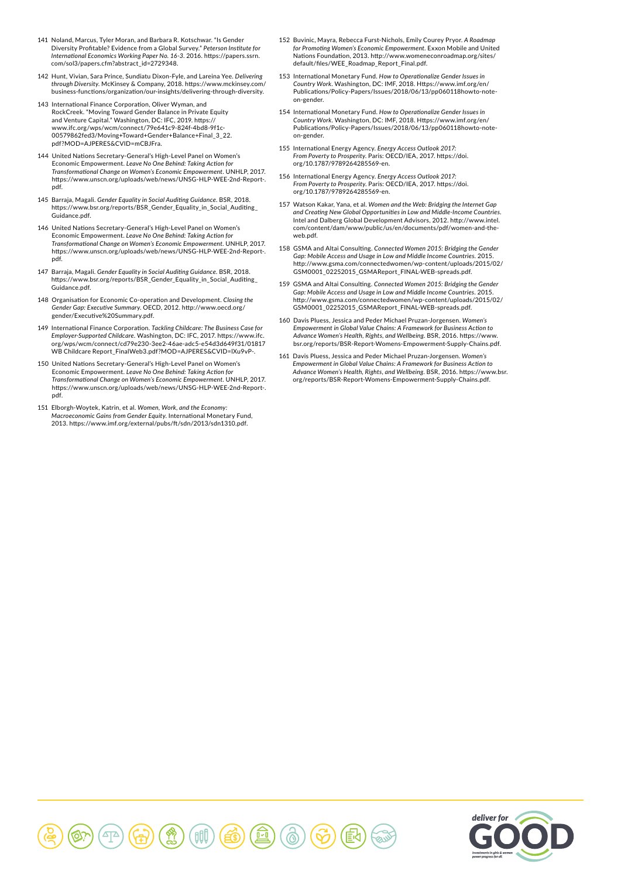141 Noland, Marcus, Tyler Moran, and Barbara R. Kotschwar. "Is Gender Diversity Profitable? Evidence from a Global Survey." *Peterson Institute for International Economics Working Paper No. 16-3*. 2016. https://papers.ssrn.com/sol3/papers.cfm?abstract_id=2729348.

142 Hunt, Vivian, Sara Prince, Sundiatu Dixon-Fyle, and Lareina Yee. *Delivering through Diversity*. McKinsey & Company, 2018. https://www.mckinsey.com/business-functions/organization/our-insights/delivering-through-diversity.

143 International Finance Corporation, Oliver Wyman, and RockCreek. "Moving Toward Gender Balance in Private Equity and Venture Capital." Washington, DC: IFC, 2019. https://www.ifc.org/wps/wcm/connect/79e641c9-824f-4bd8-9f1c-00579862fed3/Moving+Toward+Gender+Balance+Final_3_22.pdf?MOD=AJPERES&CVID=mCBJFra.

144 United Nations Secretary-General's High-Level Panel on Women's Economic Empowerment. *Leave No One Behind: Taking Action for Transformational Change on Women's Economic Empowerment*. UNHLP, 2017. https://www.unscn.org/uploads/web/news/UNSG-HLP-WEE-2nd-Report-.pdf.

145 Barraja, Magali. *Gender Equality in Social Auditing Guidance*. BSR, 2018. https://www.bsr.org/reports/BSR_Gender_Equality_in_Social_Auditing_Guidance.pdf.

146 United Nations Secretary-General's High-Level Panel on Women's Economic Empowerment. *Leave No One Behind: Taking Action for Transformational Change on Women's Economic Empowerment*. UNHLP, 2017. https://www.unscn.org/uploads/web/news/UNSG-HLP-WEE-2nd-Report-.pdf.

147 Barraja, Magali. *Gender Equality in Social Auditing Guidance*. BSR, 2018. https://www.bsr.org/reports/BSR_Gender_Equality_in_Social_Auditing_Guidance.pdf.

148 Organisation for Economic Co-operation and Development. *Closing the Gender Gap: Executive Summary*. OECD, 2012. http://www.oecd.org/gender/Executive%20Summary.pdf.

149 International Finance Corporation. *Tackling Childcare: The Business Case for Employer-Supported Childcare*. Washington, DC: IFC, 2017. https://www.ifc.org/wps/wcm/connect/cd79e230-3ee2-46ae-adc5-e54d3d649f31/01817 WB Childcare Report_FinalWeb3.pdf?MOD=AJPERES&CVID=lXu9vP-.

150 United Nations Secretary-General's High-Level Panel on Women's Economic Empowerment. *Leave No One Behind: Taking Action for Transformational Change on Women's Economic Empowerment*. UNHLP, 2017. https://www.unscn.org/uploads/web/news/UNSG-HLP-WEE-2nd-Report-.pdf.

151 Elborgh-Woytek, Katrin, et al. *Women, Work, and the Economy: Macroeconomic Gains from Gender Equity*. International Monetary Fund, 2013. https://www.imf.org/external/pubs/ft/sdn/2013/sdn1310.pdf.

152 Buvinic, Mayra, Rebecca Furst-Nichols, Emily Courey Pryor. *A Roadmap for Promoting Women's Economic Empowerment*. Exxon Mobile and United Nations Foundation, 2013. http://www.womeneconroadmap.org/sites/default/files/WEE_Roadmap_Report_Final.pdf.

153 International Monetary Fund. *How to Operationalize Gender Issues in Country Work*. Washington, DC: IMF, 2018. Https://www.imf.org/en/Publications/Policy-Papers/Issues/2018/06/13/pp060118howto-note-on-gender.

154 International Monetary Fund. *How to Operationalize Gender Issues in Country Work*. Washington, DC: IMF, 2018. Https://www.imf.org/en/Publications/Policy-Papers/Issues/2018/06/13/pp060118howto-note-on-gender.

155 International Energy Agency. *Energy Access Outlook 2017: From Poverty to Prosperity*. Paris: OECD/IEA, 2017. https://doi.org/10.1787/9789264285569-en.

156 International Energy Agency. *Energy Access Outlook 2017: From Poverty to Prosperity*. Paris: OECD/IEA, 2017. https://doi.org/10.1787/9789264285569-en.

157 Watson Kakar, Yana, et al. *Women and the Web: Bridging the Internet Gap and Creating New Global Opportunities in Low and Middle-Income Countries*. Intel and Dalberg Global Development Advisors, 2012. http://www.intel.com/content/dam/www/public/us/en/documents/pdf/women-and-the-web.pdf.

158 GSMA and Altai Consulting. *Connected Women 2015: Bridging the Gender Gap: Mobile Access and Usage in Low and Middle Income Countries*. 2015. http://www.gsma.com/connectedwomen/wp-content/uploads/2015/02/GSM0001_02252015_GSMAReport_FINAL-WEB-spreads.pdf.

159 GSMA and Altai Consulting. *Connected Women 2015: Bridging the Gender Gap: Mobile Access and Usage in Low and Middle Income Countries*. 2015. http://www.gsma.com/connectedwomen/wp-content/uploads/2015/02/GSM0001_02252015_GSMAReport_FINAL-WEB-spreads.pdf.

160 Davis Pluess, Jessica and Peder Michael Pruzan-Jorgensen. *Women's Empowerment in Global Value Chains: A Framework for Business Action to Advance Women's Health, Rights, and Wellbeing*. BSR, 2016. https://www.bsr.org/reports/BSR-Report-Womens-Empowerment-Supply-Chains.pdf.

161 Davis Pluess, Jessica and Peder Michael Pruzan-Jorgensen. *Women's Empowerment in Global Value Chains: A Framework for Business Action to Advance Women's Health, Rights, and Wellbeing*. BSR, 2016. https://www.bsr.org/reports/BSR-Report-Womens-Empowerment-Supply-Chains.pdf.